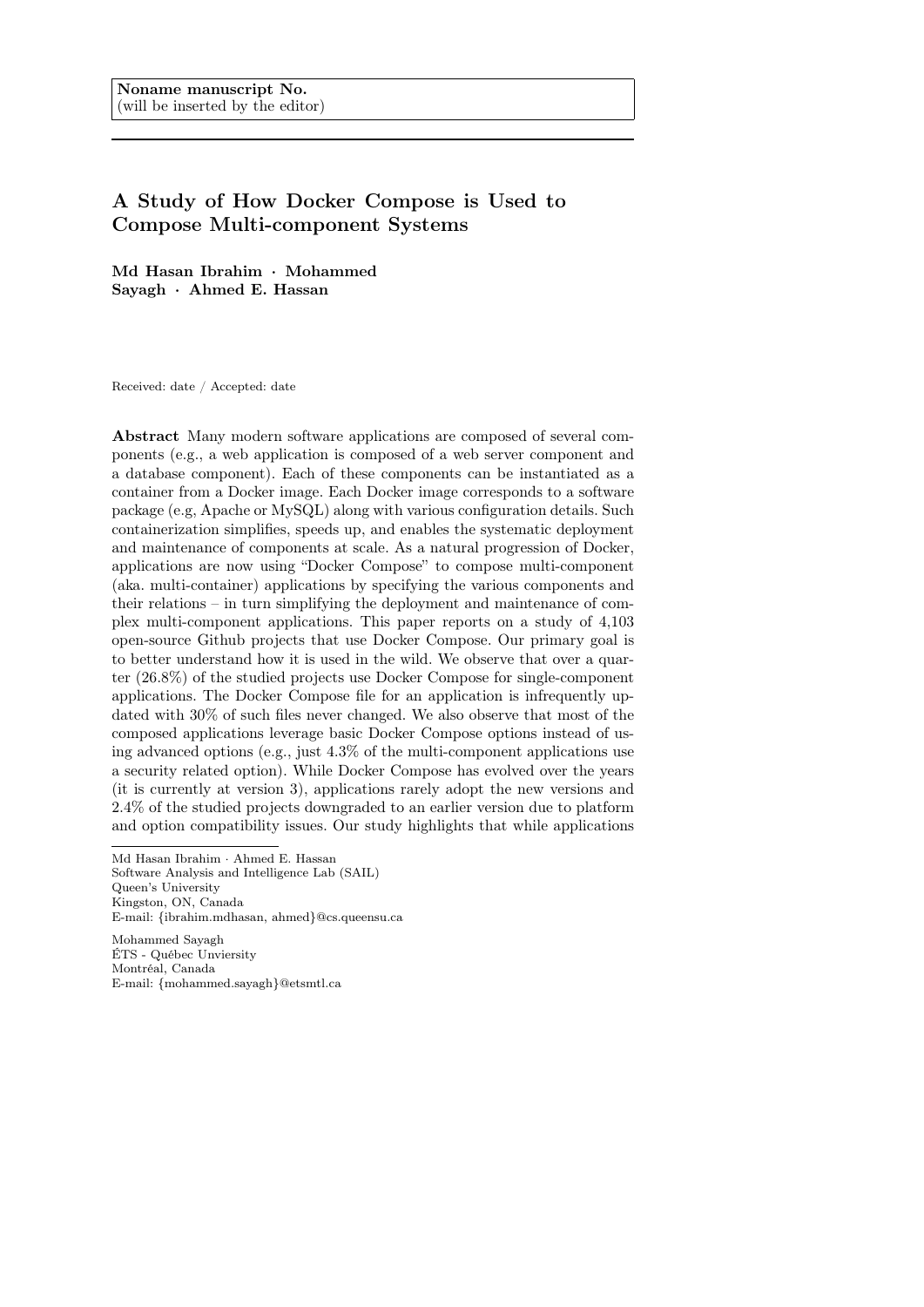**Noname manuscript No.**
(will be inserted by the editor)

# A Study of How Docker Compose is Used to Compose Multi-component Systems

**Md Hasan Ibrahim · Mohammed Sayagh · Ahmed E. Hassan**

Received: date / Accepted: date

**Abstract** Many modern software applications are composed of several components (e.g., a web application is composed of a web server component and a database component). Each of these components can be instantiated as a container from a Docker image. Each Docker image corresponds to a software package (e.g, Apache or MySQL) along with various configuration details. Such containerization simplifies, speeds up, and enables the systematic deployment and maintenance of components at scale. As a natural progression of Docker, applications are now using "Docker Compose" to compose multi-component (aka. multi-container) applications by specifying the various components and their relations – in turn simplifying the deployment and maintenance of complex multi-component applications. This paper reports on a study of 4,103 open-source Github projects that use Docker Compose. Our primary goal is to better understand how it is used in the wild. We observe that over a quarter (26.8%) of the studied projects use Docker Compose for single-component applications. The Docker Compose file for an application is infrequently updated with 30% of such files never changed. We also observe that most of the composed applications leverage basic Docker Compose options instead of using advanced options (e.g., just 4.3% of the multi-component applications use a security related option). While Docker Compose has evolved over the years (it is currently at version 3), applications rarely adopt the new versions and 2.4% of the studied projects downgraded to an earlier version due to platform and option compatibility issues. Our study highlights that while applications

---

Md Hasan Ibrahim · Ahmed E. Hassan
Software Analysis and Intelligence Lab (SAIL)
Queen's University
Kingston, ON, Canada
E-mail: {ibrahim.mdhasan, ahmed}@cs.queensu.ca

Mohammed Sayagh
ÉTS - Québec Unviersity
Montréal, Canada
E-mail: {mohammed.sayagh}@etsmtl.ca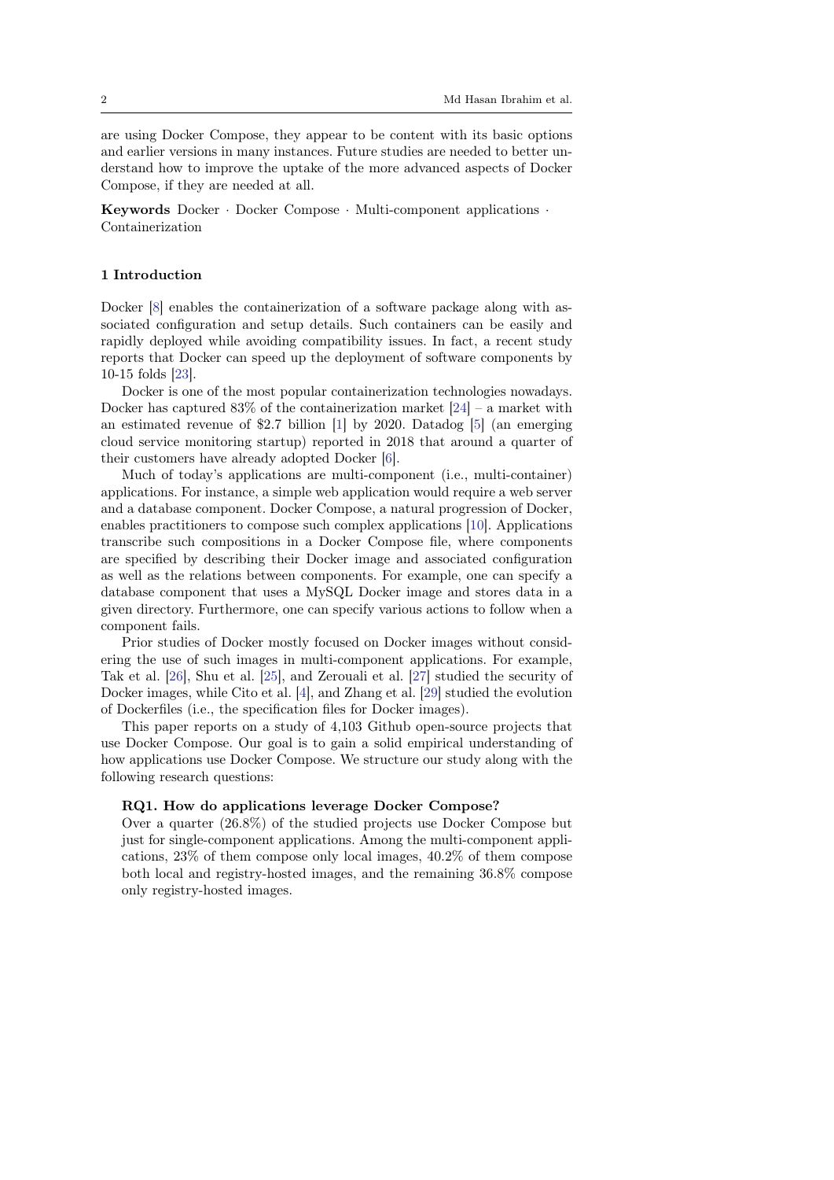are using Docker Compose, they appear to be content with its basic options and earlier versions in many instances. Future studies are needed to better understand how to improve the uptake of the more advanced aspects of Docker Compose, if they are needed at all.

**Keywords** Docker · Docker Compose · Multi-component applications · Containerization

## 1 Introduction

Docker [8] enables the containerization of a software package along with associated configuration and setup details. Such containers can be easily and rapidly deployed while avoiding compatibility issues. In fact, a recent study reports that Docker can speed up the deployment of software components by 10-15 folds [23].

Docker is one of the most popular containerization technologies nowadays. Docker has captured 83% of the containerization market [24] – a market with an estimated revenue of $2.7 billion [1] by 2020. Datadog [5] (an emerging cloud service monitoring startup) reported in 2018 that around a quarter of their customers have already adopted Docker [6].

Much of today's applications are multi-component (i.e., multi-container) applications. For instance, a simple web application would require a web server and a database component. Docker Compose, a natural progression of Docker, enables practitioners to compose such complex applications [10]. Applications transcribe such compositions in a Docker Compose file, where components are specified by describing their Docker image and associated configuration as well as the relations between components. For example, one can specify a database component that uses a MySQL Docker image and stores data in a given directory. Furthermore, one can specify various actions to follow when a component fails.

Prior studies of Docker mostly focused on Docker images without considering the use of such images in multi-component applications. For example, Tak et al. [26], Shu et al. [25], and Zerouali et al. [27] studied the security of Docker images, while Cito et al. [4], and Zhang et al. [29] studied the evolution of Dockerfiles (i.e., the specification files for Docker images).

This paper reports on a study of 4,103 Github open-source projects that use Docker Compose. Our goal is to gain a solid empirical understanding of how applications use Docker Compose. We structure our study along with the following research questions:

**RQ1. How do applications leverage Docker Compose?**
Over a quarter (26.8%) of the studied projects use Docker Compose but just for single-component applications. Among the multi-component applications, 23% of them compose only local images, 40.2% of them compose both local and registry-hosted images, and the remaining 36.8% compose only registry-hosted images.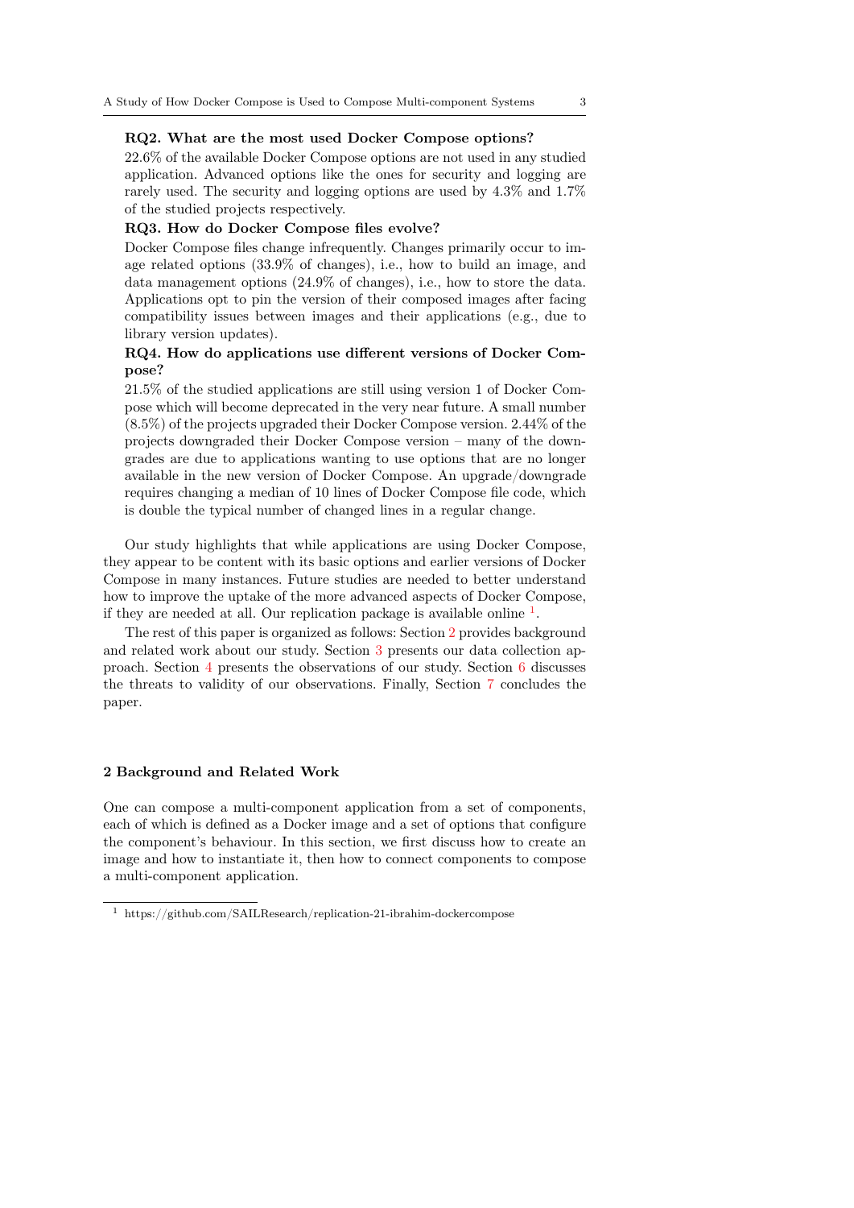**RQ2. What are the most used Docker Compose options?**

22.6% of the available Docker Compose options are not used in any studied application. Advanced options like the ones for security and logging are rarely used. The security and logging options are used by 4.3% and 1.7% of the studied projects respectively.

**RQ3. How do Docker Compose files evolve?**

Docker Compose files change infrequently. Changes primarily occur to image related options (33.9% of changes), i.e., how to build an image, and data management options (24.9% of changes), i.e., how to store the data. Applications opt to pin the version of their composed images after facing compatibility issues between images and their applications (e.g., due to library version updates).

**RQ4. How do applications use different versions of Docker Compose?**

21.5% of the studied applications are still using version 1 of Docker Compose which will become deprecated in the very near future. A small number (8.5%) of the projects upgraded their Docker Compose version. 2.44% of the projects downgraded their Docker Compose version – many of the downgrades are due to applications wanting to use options that are no longer available in the new version of Docker Compose. An upgrade/downgrade requires changing a median of 10 lines of Docker Compose file code, which is double the typical number of changed lines in a regular change.

Our study highlights that while applications are using Docker Compose, they appear to be content with its basic options and earlier versions of Docker Compose in many instances. Future studies are needed to better understand how to improve the uptake of the more advanced aspects of Docker Compose, if they are needed at all. Our replication package is available online [1].

The rest of this paper is organized as follows: Section 2 provides background and related work about our study. Section 3 presents our data collection approach. Section 4 presents the observations of our study. Section 6 discusses the threats to validity of our observations. Finally, Section 7 concludes the paper.

## 2 Background and Related Work

One can compose a multi-component application from a set of components, each of which is defined as a Docker image and a set of options that configure the component's behaviour. In this section, we first discuss how to create an image and how to instantiate it, then how to connect components to compose a multi-component application.

[1] https://github.com/SAILResearch/replication-21-ibrahim-dockercompose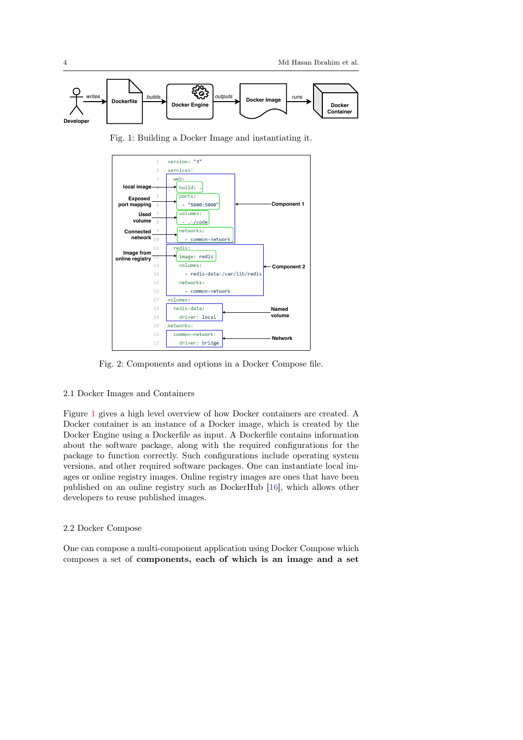Fig. 1: Building a Docker Image and instantiating it.

```yaml
version: "3"
services:
  web:
    build: .
    ports:
      - "5000:5000"
    volumes:
      - .:/code
    networks:
      - common-network
  redis:
    image: redis
    volumes:
      - redis-data:/var/lib/redis
    networks:
      - common-network
volumes:
  redis-data:
    driver: local
networks:
  common-network:
    driver: bridge
```

Fig. 2: Components and options in a Docker Compose file.

### 2.1 Docker Images and Containers

Figure 1 gives a high level overview of how Docker containers are created. A Docker container is an instance of a Docker image, which is created by the Docker Engine using a Dockerfile as input. A Dockerfile contains information about the software package, along with the required configurations for the package to function correctly. Such configurations include operating system versions, and other required software packages. One can instantiate local images or online registry images. Online registry images are ones that have been published on an online registry such as DockerHub [16], which allows other developers to reuse published images.

### 2.2 Docker Compose

One can compose a multi-component application using Docker Compose which composes a set of **components, each of which is an image and a set**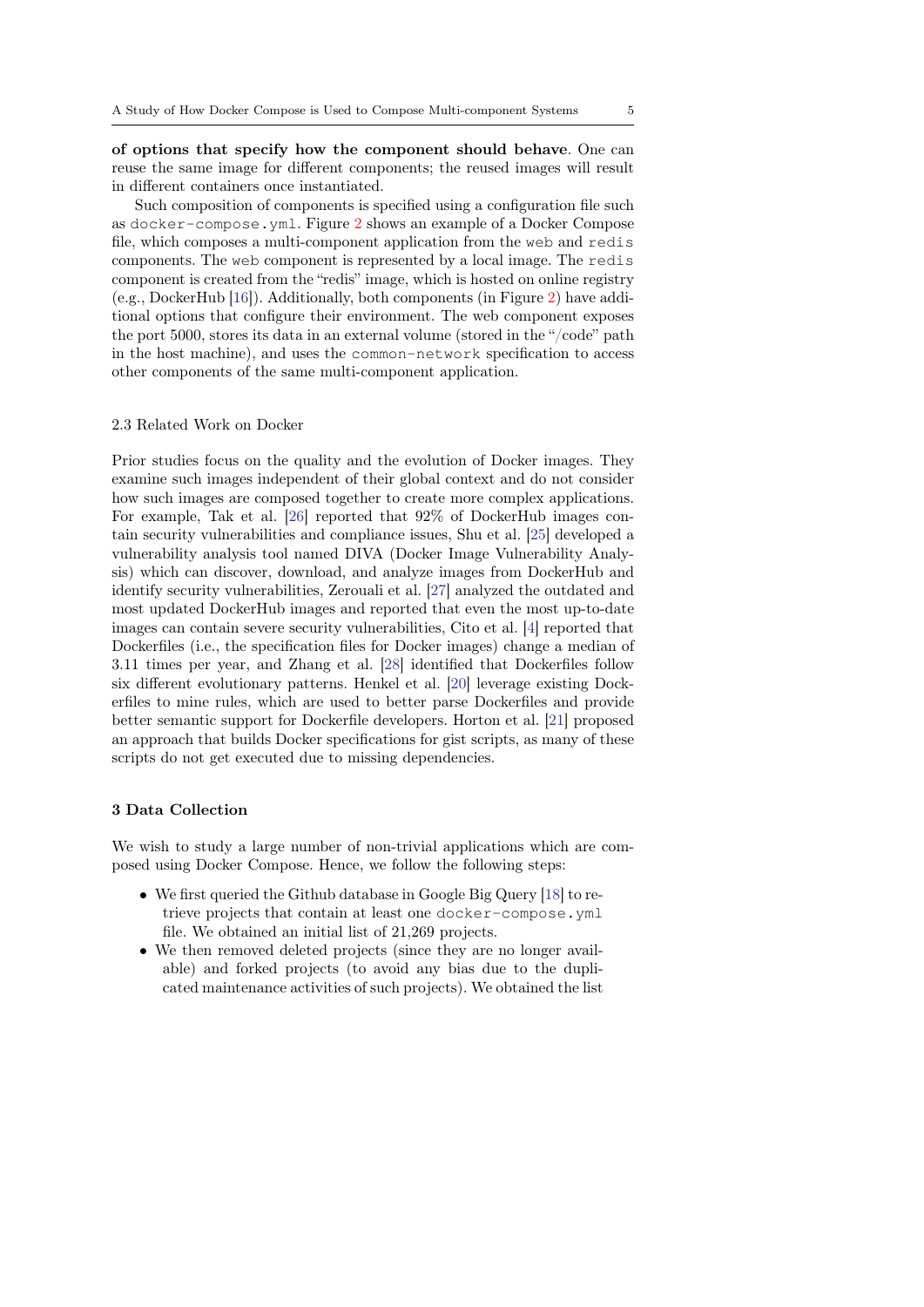**of options that specify how the component should behave**. One can reuse the same image for different components; the reused images will result in different containers once instantiated.

Such composition of components is specified using a configuration file such as `docker-compose.yml`. Figure 2 shows an example of a Docker Compose file, which composes a multi-component application from the `web` and `redis` components. The `web` component is represented by a local image. The `redis` component is created from the "redis" image, which is hosted on online registry (e.g., DockerHub [16]). Additionally, both components (in Figure 2) have additional options that configure their environment. The web component exposes the port 5000, stores its data in an external volume (stored in the "/code" path in the host machine), and uses the `common-network` specification to access other components of the same multi-component application.

### 2.3 Related Work on Docker

Prior studies focus on the quality and the evolution of Docker images. They examine such images independent of their global context and do not consider how such images are composed together to create more complex applications. For example, Tak et al. [26] reported that 92% of DockerHub images contain security vulnerabilities and compliance issues, Shu et al. [25] developed a vulnerability analysis tool named DIVA (Docker Image Vulnerability Analysis) which can discover, download, and analyze images from DockerHub and identify security vulnerabilities, Zerouali et al. [27] analyzed the outdated and most updated DockerHub images and reported that even the most up-to-date images can contain severe security vulnerabilities, Cito et al. [4] reported that Dockerfiles (i.e., the specification files for Docker images) change a median of 3.11 times per year, and Zhang et al. [28] identified that Dockerfiles follow six different evolutionary patterns. Henkel et al. [20] leverage existing Dockerfiles to mine rules, which are used to better parse Dockerfiles and provide better semantic support for Dockerfile developers. Horton et al. [21] proposed an approach that builds Docker specifications for gist scripts, as many of these scripts do not get executed due to missing dependencies.

## 3 Data Collection

We wish to study a large number of non-trivial applications which are composed using Docker Compose. Hence, we follow the following steps:

- We first queried the Github database in Google Big Query [18] to retrieve projects that contain at least one `docker-compose.yml` file. We obtained an initial list of 21,269 projects.
- We then removed deleted projects (since they are no longer available) and forked projects (to avoid any bias due to the duplicated maintenance activities of such projects). We obtained the list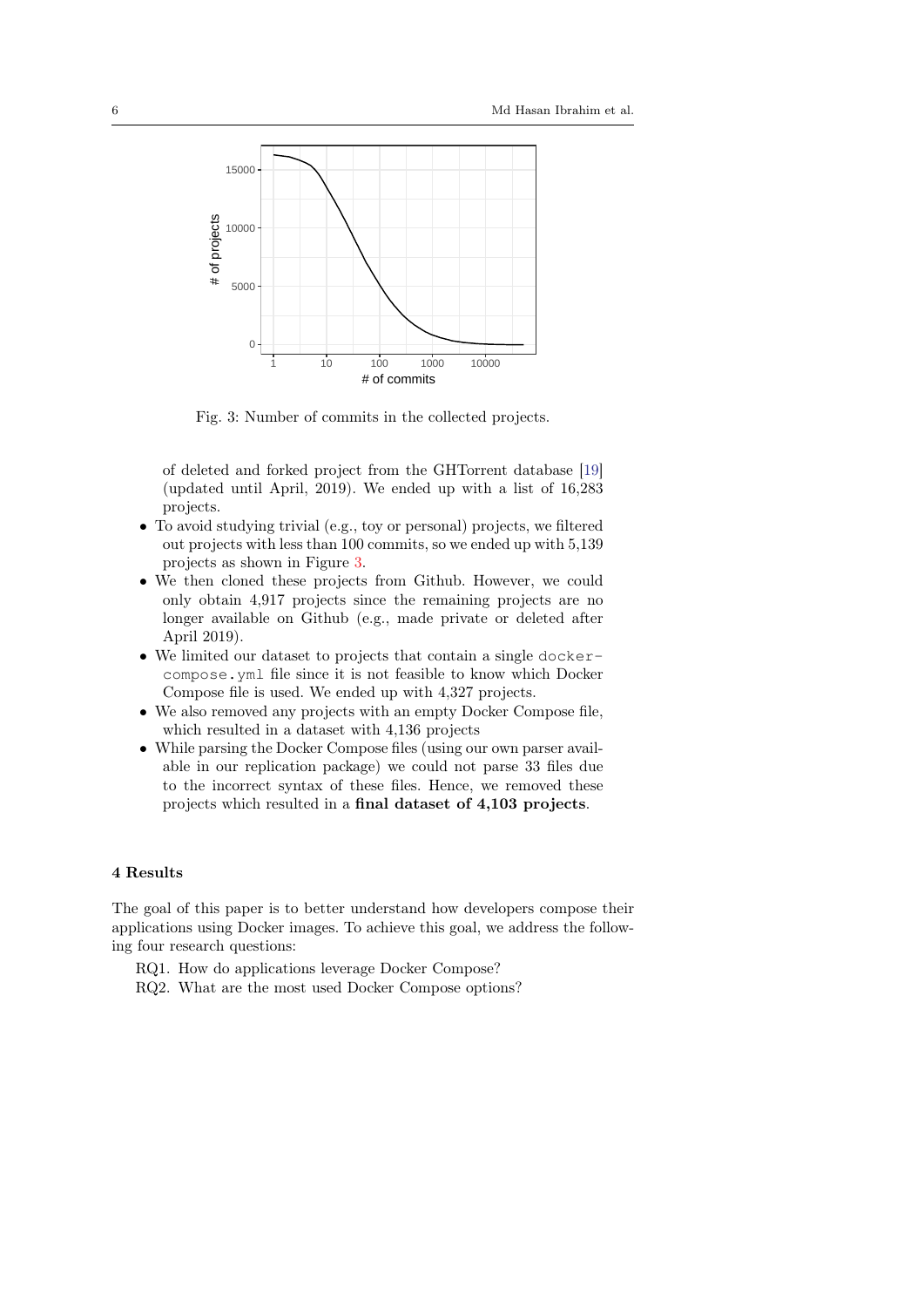Fig. 3: Number of commits in the collected projects.

of deleted and forked project from the GHTorrent database [19] (updated until April, 2019). We ended up with a list of 16,283 projects.

- To avoid studying trivial (e.g., toy or personal) projects, we filtered out projects with less than 100 commits, so we ended up with 5,139 projects as shown in Figure 3.
- We then cloned these projects from Github. However, we could only obtain 4,917 projects since the remaining projects are no longer available on Github (e.g., made private or deleted after April 2019).
- We limited our dataset to projects that contain a single `docker-compose.yml` file since it is not feasible to know which Docker Compose file is used. We ended up with 4,327 projects.
- We also removed any projects with an empty Docker Compose file, which resulted in a dataset with 4,136 projects
- While parsing the Docker Compose files (using our own parser available in our replication package) we could not parse 33 files due to the incorrect syntax of these files. Hence, we removed these projects which resulted in a **final dataset of 4,103 projects**.

## 4 Results

The goal of this paper is to better understand how developers compose their applications using Docker images. To achieve this goal, we address the following four research questions:

RQ1. How do applications leverage Docker Compose?

RQ2. What are the most used Docker Compose options?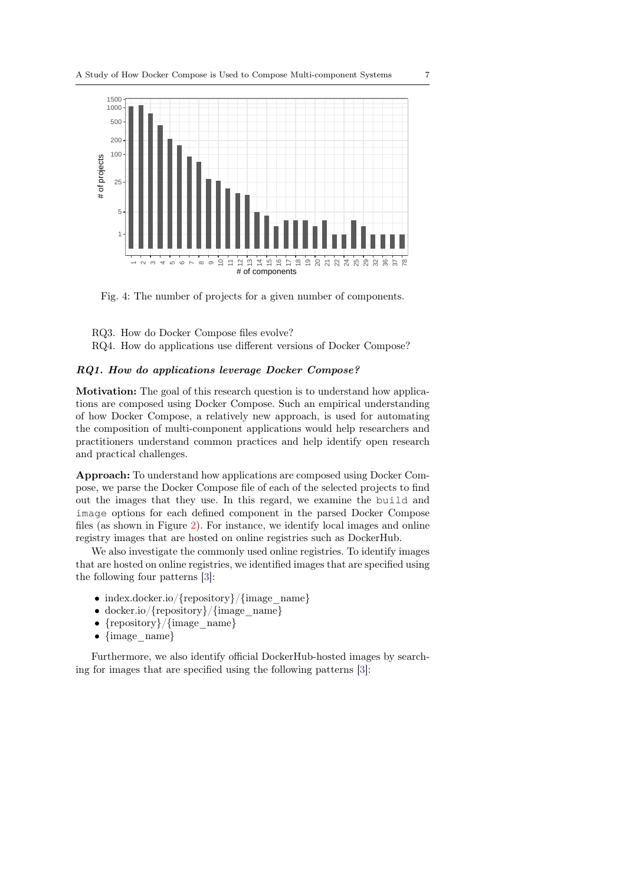Fig. 4: The number of projects for a given number of components.

RQ3. How do Docker Compose files evolve?
RQ4. How do applications use different versions of Docker Compose?

### *RQ1. How do applications leverage Docker Compose?*

**Motivation:** The goal of this research question is to understand how applications are composed using Docker Compose. Such an empirical understanding of how Docker Compose, a relatively new approach, is used for automating the composition of multi-component applications would help researchers and practitioners understand common practices and help identify open research and practical challenges.

**Approach:** To understand how applications are composed using Docker Compose, we parse the Docker Compose file of each of the selected projects to find out the images that they use. In this regard, we examine the `build` and `image` options for each defined component in the parsed Docker Compose files (as shown in Figure 2). For instance, we identify local images and online registry images that are hosted on online registries such as DockerHub.

We also investigate the commonly used online registries. To identify images that are hosted on online registries, we identified images that are specified using the following four patterns [3]:

- index.docker.io/{repository}/{image_name}
- docker.io/{repository}/{image_name}
- {repository}/{image_name}
- {image_name}

Furthermore, we also identify official DockerHub-hosted images by searching for images that are specified using the following patterns [3]: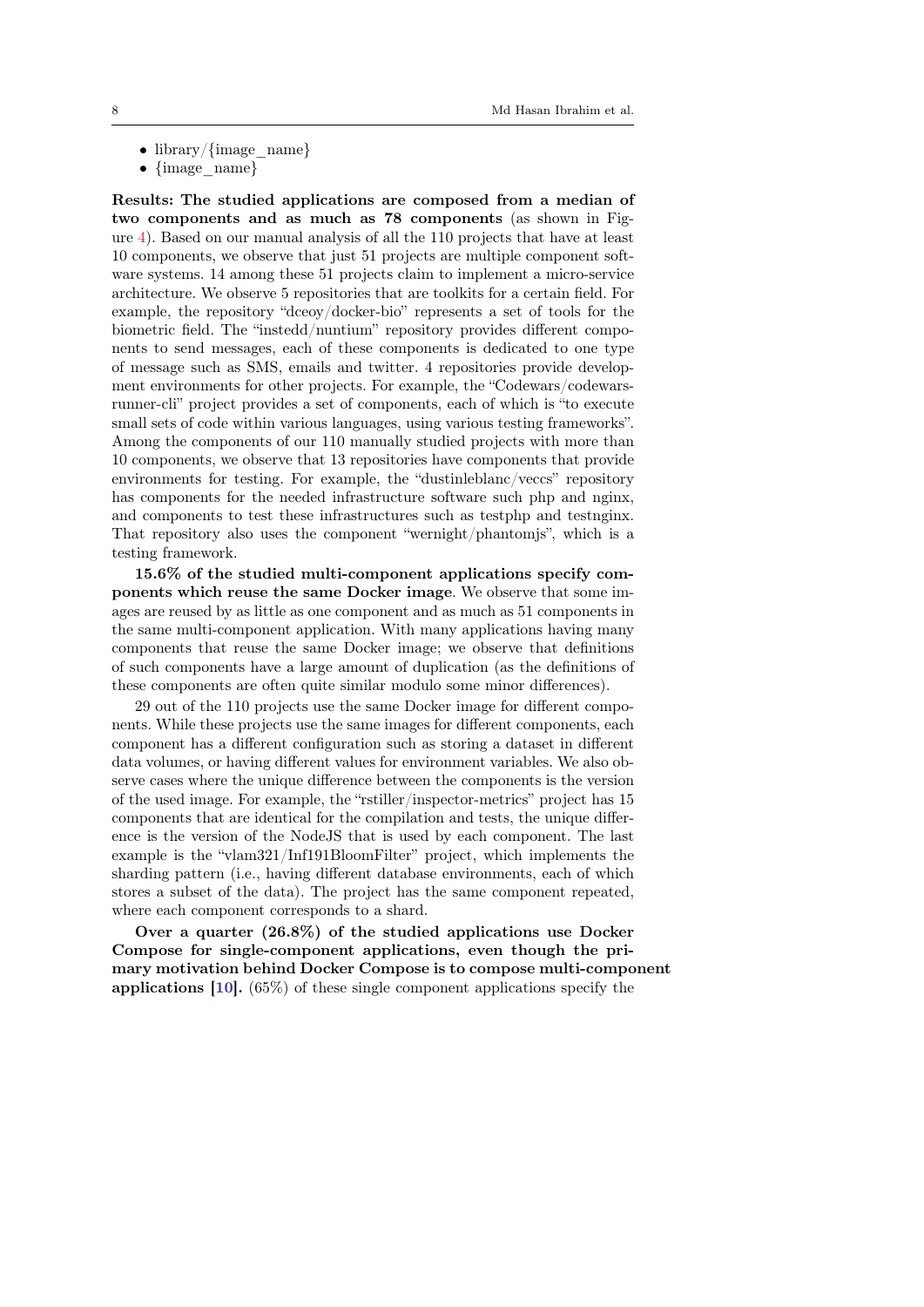- library/{image_name}
- {image_name}

**Results: The studied applications are composed from a median of two components and as much as 78 components** (as shown in Figure 4). Based on our manual analysis of all the 110 projects that have at least 10 components, we observe that just 51 projects are multiple component software systems. 14 among these 51 projects claim to implement a micro-service architecture. We observe 5 repositories that are toolkits for a certain field. For example, the repository "dceoy/docker-bio" represents a set of tools for the biometric field. The "instedd/nuntium" repository provides different components to send messages, each of these components is dedicated to one type of message such as SMS, emails and twitter. 4 repositories provide development environments for other projects. For example, the "Codewars/codewars-runner-cli" project provides a set of components, each of which is "to execute small sets of code within various languages, using various testing frameworks". Among the components of our 110 manually studied projects with more than 10 components, we observe that 13 repositories have components that provide environments for testing. For example, the "dustinleblanc/veccs" repository has components for the needed infrastructure software such php and nginx, and components to test these infrastructures such as testphp and testnginx. That repository also uses the component "wernight/phantomjs", which is a testing framework.

**15.6% of the studied multi-component applications specify components which reuse the same Docker image**. We observe that some images are reused by as little as one component and as much as 51 components in the same multi-component application. With many applications having many components that reuse the same Docker image; we observe that definitions of such components have a large amount of duplication (as the definitions of these components are often quite similar modulo some minor differences).

29 out of the 110 projects use the same Docker image for different components. While these projects use the same images for different components, each component has a different configuration such as storing a dataset in different data volumes, or having different values for environment variables. We also observe cases where the unique difference between the components is the version of the used image. For example, the "rstiller/inspector-metrics" project has 15 components that are identical for the compilation and tests, the unique difference is the version of the NodeJS that is used by each component. The last example is the "vlam321/Inf191BloomFilter" project, which implements the sharding pattern (i.e., having different database environments, each of which stores a subset of the data). The project has the same component repeated, where each component corresponds to a shard.

**Over a quarter (26.8%) of the studied applications use Docker Compose for single-component applications, even though the primary motivation behind Docker Compose is to compose multi-component applications [10].** (65%) of these single component applications specify the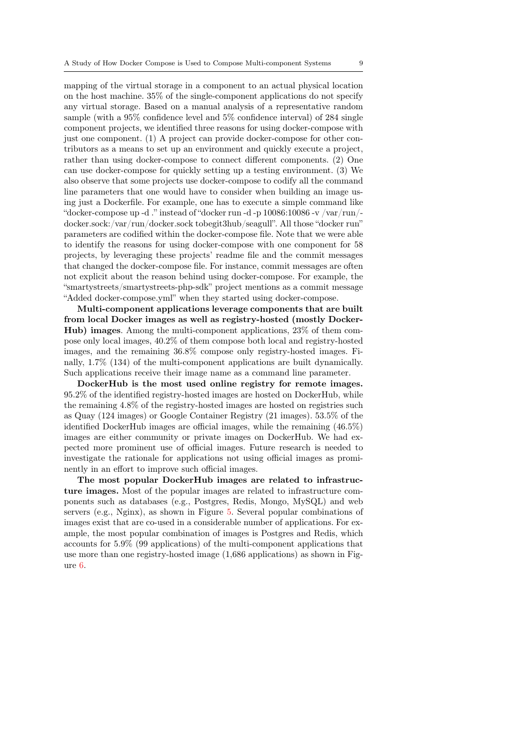mapping of the virtual storage in a component to an actual physical location on the host machine. 35% of the single-component applications do not specify any virtual storage. Based on a manual analysis of a representative random sample (with a 95% confidence level and 5% confidence interval) of 284 single component projects, we identified three reasons for using docker-compose with just one component. (1) A project can provide docker-compose for other contributors as a means to set up an environment and quickly execute a project, rather than using docker-compose to connect different components. (2) One can use docker-compose for quickly setting up a testing environment. (3) We also observe that some projects use docker-compose to codify all the command line parameters that one would have to consider when building an image using just a Dockerfile. For example, one has to execute a simple command like "docker-compose up -d ." instead of "docker run -d -p 10086:10086 -v /var/run/docker.sock:/var/run/docker.sock tobegit3hub/seagull". All those "docker run" parameters are codified within the docker-compose file. Note that we were able to identify the reasons for using docker-compose with one component for 58 projects, by leveraging these projects' readme file and the commit messages that changed the docker-compose file. For instance, commit messages are often not explicit about the reason behind using docker-compose. For example, the "smartystreets/smartystreets-php-sdk" project mentions as a commit message "Added docker-compose.yml" when they started using docker-compose.

**Multi-component applications leverage components that are built from local Docker images as well as registry-hosted (mostly DockerHub) images**. Among the multi-component applications, 23% of them compose only local images, 40.2% of them compose both local and registry-hosted images, and the remaining 36.8% compose only registry-hosted images. Finally, 1.7% (134) of the multi-component applications are built dynamically. Such applications receive their image name as a command line parameter.

**DockerHub is the most used online registry for remote images.** 95.2% of the identified registry-hosted images are hosted on DockerHub, while the remaining 4.8% of the registry-hosted images are hosted on registries such as Quay (124 images) or Google Container Registry (21 images). 53.5% of the identified DockerHub images are official images, while the remaining (46.5%) images are either community or private images on DockerHub. We had expected more prominent use of official images. Future research is needed to investigate the rationale for applications not using official images as prominently in an effort to improve such official images.

**The most popular DockerHub images are related to infrastructure images.** Most of the popular images are related to infrastructure components such as databases (e.g., Postgres, Redis, Mongo, MySQL) and web servers (e.g., Nginx), as shown in Figure 5. Several popular combinations of images exist that are co-used in a considerable number of applications. For example, the most popular combination of images is Postgres and Redis, which accounts for 5.9% (99 applications) of the multi-component applications that use more than one registry-hosted image (1,686 applications) as shown in Figure 6.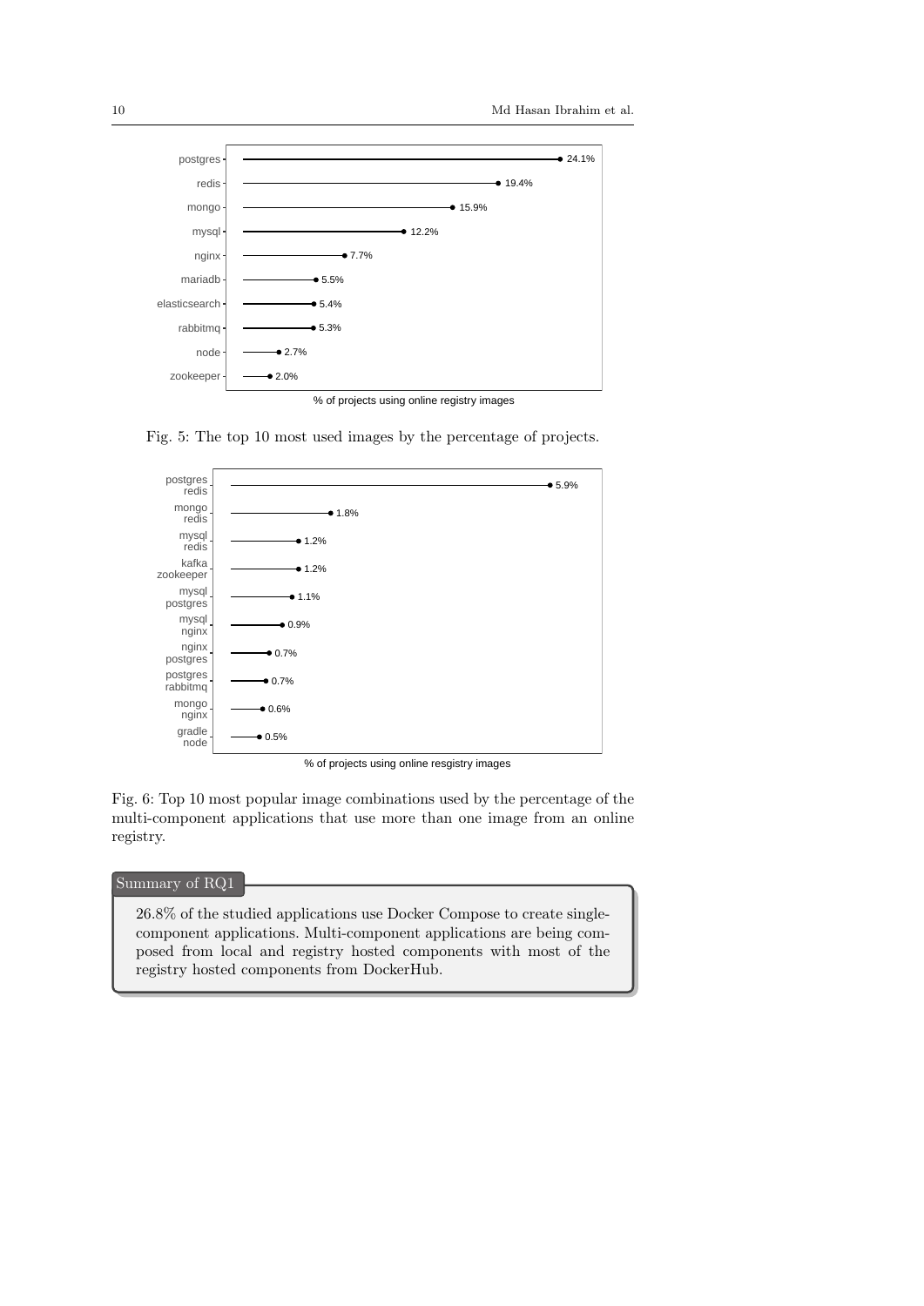Fig. 5: The top 10 most used images by the percentage of projects.

Fig. 6: Top 10 most popular image combinations used by the percentage of the multi-component applications that use more than one image from an online registry.

**Summary of RQ1**

26.8% of the studied applications use Docker Compose to create single-component applications. Multi-component applications are being composed from local and registry hosted components with most of the registry hosted components from DockerHub.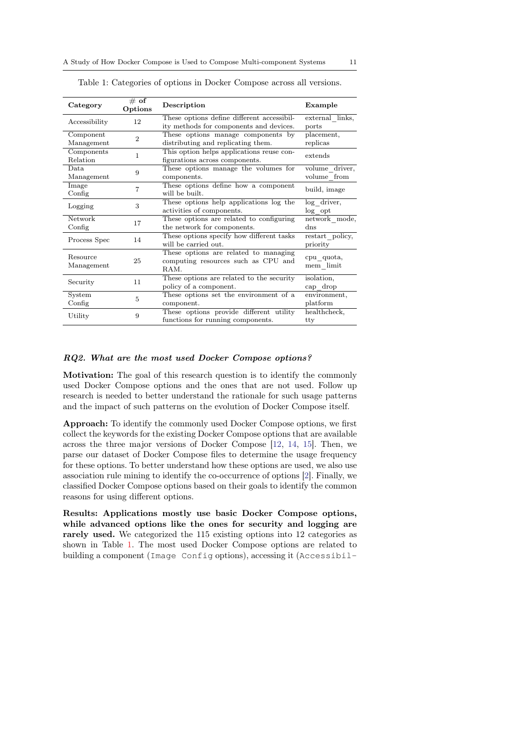Table 1: Categories of options in Docker Compose across all versions.

| Category | # of Options | Description | Example |
|---|---|---|---|
| Accessibility | 12 | These options define different accessibility methods for components and devices. | external_links, ports |
| Component Management | 2 | These options manage components by distributing and replicating them. | placement, replicas |
| Components Relation | 1 | This option helps applications reuse configurations across components. | extends |
| Data Management | 9 | These options manage the volumes for components. | volume_driver, volume_from |
| Image Config | 7 | These options define how a component will be built. | build, image |
| Logging | 3 | These options help applications log the activities of components. | log_driver, log_opt |
| Network Config | 17 | These options are related to configuring the network for components. | network_mode, dns |
| Process Spec | 14 | These options specify how different tasks will be carried out. | restart_policy, priority |
| Resource Management | 25 | These options are related to managing computing resources such as CPU and RAM. | cpu_quota, mem_limit |
| Security | 11 | These options are related to the security policy of a component. | isolation, cap_drop |
| System Config | 5 | These options set the environment of a component. | environment, platform |
| Utility | 9 | These options provide different utility functions for running components. | healthcheck, tty |

***RQ2. What are the most used Docker Compose options?***

**Motivation:** The goal of this research question is to identify the commonly used Docker Compose options and the ones that are not used. Follow up research is needed to better understand the rationale for such usage patterns and the impact of such patterns on the evolution of Docker Compose itself.

**Approach:** To identify the commonly used Docker Compose options, we first collect the keywords for the existing Docker Compose options that are available across the three major versions of Docker Compose [12, 14, 15]. Then, we parse our dataset of Docker Compose files to determine the usage frequency for these options. To better understand how these options are used, we also use association rule mining to identify the co-occurrence of options [2]. Finally, we classified Docker Compose options based on their goals to identify the common reasons for using different options.

**Results: Applications mostly use basic Docker Compose options, while advanced options like the ones for security and logging are rarely used.** We categorized the 115 existing options into 12 categories as shown in Table 1. The most used Docker Compose options are related to building a component (`Image Config` options), accessing it (`Accessibil-`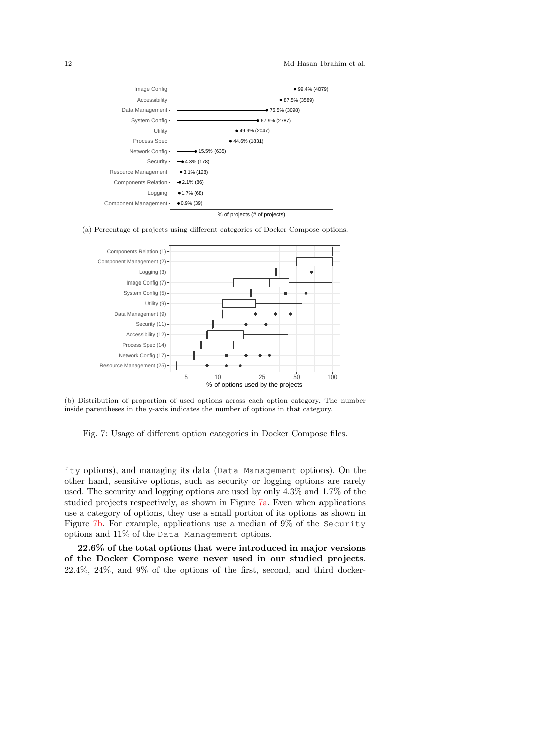Image Config 99.4% (4079)
Accessibility 87.5% (3589)
Data Management 75.5% (3098)
System Config 67.9% (2787)
Utility 49.9% (2047)
Process Spec 44.6% (1831)
Network Config 15.5% (635)
Security 4.3% (178)
Resource Management 3.1% (128)
Components Relation 2.1% (86)
Logging 1.7% (68)
Component Management 0.9% (39)

% of projects (# of projects)

(a) Percentage of projects using different categories of Docker Compose options.

Components Relation (1)
Component Management (2)
Logging (3)
Image Config (7)
System Config (5)
Utility (9)
Data Management (9)
Security (11)
Accessibility (12)
Process Spec (14)
Network Config (17)
Resource Management (25)

5 10 25 50 100

% of options used by the projects

(b) Distribution of proportion of used options across each option category. The number inside parentheses in the y-axis indicates the number of options in that category.

Fig. 7: Usage of different option categories in Docker Compose files.

ity options), and managing its data (Data Management options). On the other hand, sensitive options, such as security or logging options are rarely used. The security and logging options are used by only 4.3% and 1.7% of the studied projects respectively, as shown in Figure 7a. Even when applications use a category of options, they use a small portion of its options as shown in Figure 7b. For example, applications use a median of 9% of the Security options and 11% of the Data Management options.

**22.6% of the total options that were introduced in major versions of the Docker Compose were never used in our studied projects**. 22.4%, 24%, and 9% of the options of the first, second, and third docker-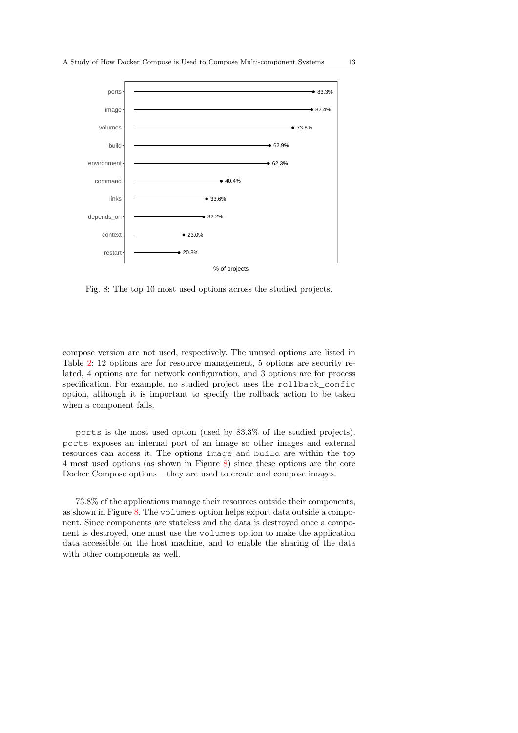Fig. 8: The top 10 most used options across the studied projects.

compose version are not used, respectively. The unused options are listed in Table 2: 12 options are for resource management, 5 options are security related, 4 options are for network configuration, and 3 options are for process specification. For example, no studied project uses the `rollback_config` option, although it is important to specify the rollback action to be taken when a component fails.

`ports` is the most used option (used by 83.3% of the studied projects). `ports` exposes an internal port of an image so other images and external resources can access it. The options `image` and `build` are within the top 4 most used options (as shown in Figure 8) since these options are the core Docker Compose options – they are used to create and compose images.

73.8% of the applications manage their resources outside their components, as shown in Figure 8. The `volumes` option helps export data outside a component. Since components are stateless and the data is destroyed once a component is destroyed, one must use the `volumes` option to make the application data accessible on the host machine, and to enable the sharing of the data with other components as well.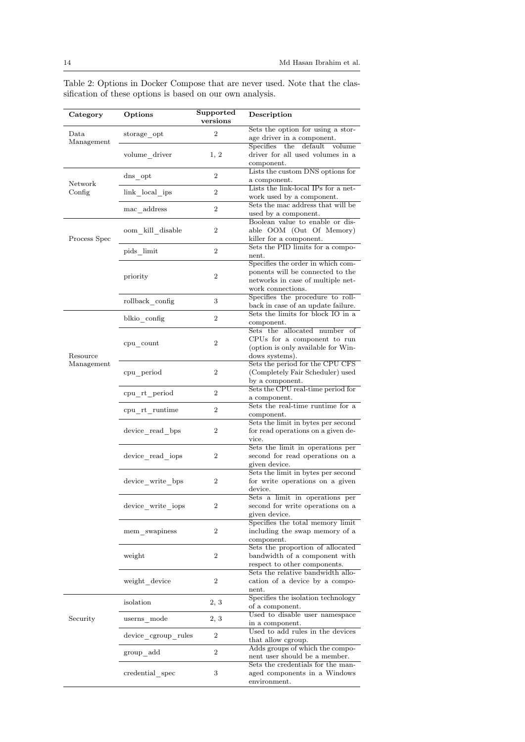Table 2: Options in Docker Compose that are never used. Note that the classification of these options is based on our own analysis.

| Category | Options | Supported versions | Description |
|---|---|---|---|
| Data Management | storage_opt | 2 | Sets the option for using a storage driver in a component. |
| | volume_driver | 1, 2 | Specifies the default volume driver for all used volumes in a component. |
| Network Config | dns_opt | 2 | Lists the custom DNS options for a component. |
| | link_local_ips | 2 | Lists the link-local IPs for a network used by a component. |
| | mac_address | 2 | Sets the mac address that will be used by a component. |
| Process Spec | oom_kill_disable | 2 | Boolean value to enable or disable OOM (Out Of Memory) killer for a component. |
| | pids_limit | 2 | Sets the PID limits for a component. |
| | priority | 2 | Specifies the order in which components will be connected to the networks in case of multiple network connections. |
| | rollback_config | 3 | Specifies the procedure to rollback in case of an update failure. |
| Resource Management | blkio_config | 2 | Sets the limits for block IO in a component. |
| | cpu_count | 2 | Sets the allocated number of CPUs for a component to run (option is only available for Windows systems). |
| | cpu_period | 2 | Sets the period for the CPU CFS (Completely Fair Scheduler) used by a component. |
| | cpu_rt_period | 2 | Sets the CPU real-time period for a component. |
| | cpu_rt_runtime | 2 | Sets the real-time runtime for a component. |
| | device_read_bps | 2 | Sets the limit in bytes per second for read operations on a given device. |
| | device_read_iops | 2 | Sets the limit in operations per second for read operations on a given device. |
| | device_write_bps | 2 | Sets the limit in bytes per second for write operations on a given device. |
| | device_write_iops | 2 | Sets a limit in operations per second for write operations on a given device. |
| | mem_swapiness | 2 | Specifies the total memory limit including the swap memory of a component. |
| | weight | 2 | Sets the proportion of allocated bandwidth of a component with respect to other components. |
| | weight_device | 2 | Sets the relative bandwidth allocation of a device by a component. |
| Security | isolation | 2, 3 | Specifies the isolation technology of a component. |
| | userns_mode | 2, 3 | Used to disable user namespace in a component. |
| | device_cgroup_rules | 2 | Used to add rules in the devices that allow cgroup. |
| | group_add | 2 | Adds groups of which the component user should be a member. |
| | credential_spec | 3 | Sets the credentials for the managed components in a Windows environment. |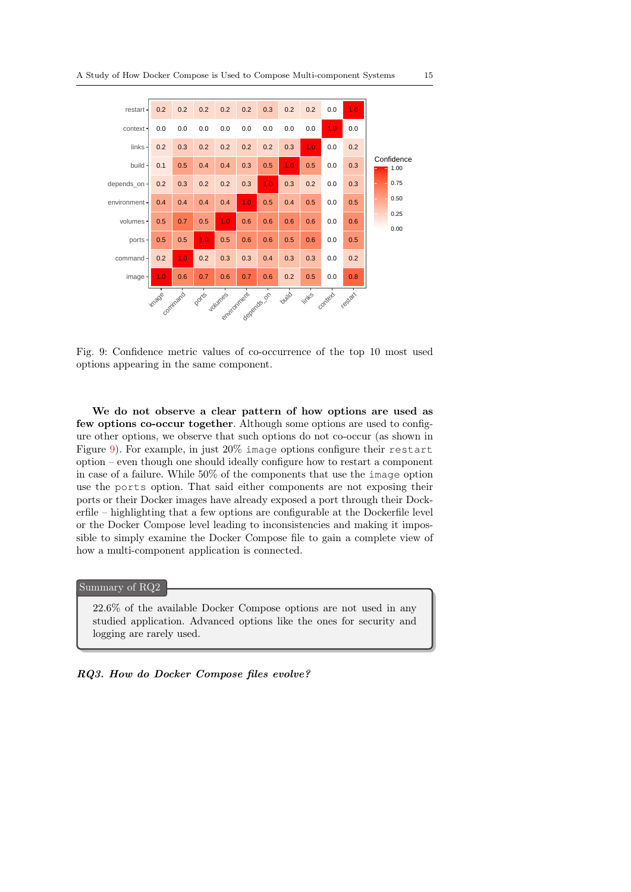| | image | command | ports | volumes | environment | depends_on | build | links | context | restart |
|---|---|---|---|---|---|---|---|---|---|---|
| restart | 0.2 | 0.2 | 0.2 | 0.2 | 0.2 | 0.3 | 0.2 | 0.2 | 0.0 | 1.0 |
| context | 0.0 | 0.0 | 0.0 | 0.0 | 0.0 | 0.0 | 0.0 | 0.0 | 1.0 | 0.0 |
| links | 0.2 | 0.3 | 0.2 | 0.2 | 0.2 | 0.2 | 0.3 | 1.0 | 0.0 | 0.2 |
| build | 0.1 | 0.5 | 0.4 | 0.4 | 0.3 | 0.5 | 1.0 | 0.5 | 0.0 | 0.3 |
| depends_on | 0.2 | 0.3 | 0.2 | 0.2 | 0.3 | 1.0 | 0.3 | 0.2 | 0.0 | 0.3 |
| environment | 0.4 | 0.4 | 0.4 | 0.4 | 1.0 | 0.5 | 0.4 | 0.5 | 0.0 | 0.5 |
| volumes | 0.5 | 0.7 | 0.5 | 1.0 | 0.6 | 0.6 | 0.6 | 0.6 | 0.0 | 0.6 |
| ports | 0.5 | 0.5 | 1.0 | 0.5 | 0.6 | 0.6 | 0.5 | 0.6 | 0.0 | 0.5 |
| command | 0.2 | 1.0 | 0.2 | 0.3 | 0.3 | 0.4 | 0.3 | 0.3 | 0.0 | 0.2 |
| image | 1.0 | 0.6 | 0.7 | 0.6 | 0.7 | 0.6 | 0.2 | 0.5 | 0.0 | 0.8 |

Fig. 9: Confidence metric values of co-occurrence of the top 10 most used options appearing in the same component.

**We do not observe a clear pattern of how options are used as few options co-occur together**. Although some options are used to configure other options, we observe that such options do not co-occur (as shown in Figure 9). For example, in just 20% `image` options configure their `restart` option – even though one should ideally configure how to restart a component in case of a failure. While 50% of the components that use the `image` option use the `ports` option. That said either components are not exposing their ports or their Docker images have already exposed a port through their Dockerfile – highlighting that a few options are configurable at the Dockerfile level or the Docker Compose level leading to inconsistencies and making it impossible to simply examine the Docker Compose file to gain a complete view of how a multi-component application is connected.

> **Summary of RQ2**
>
> 22.6% of the available Docker Compose options are not used in any studied application. Advanced options like the ones for security and logging are rarely used.

***RQ3. How do Docker Compose files evolve?***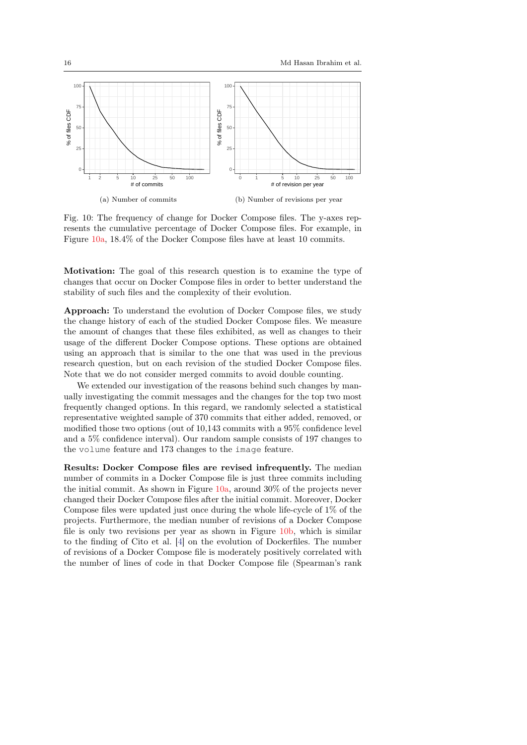(a) Number of commits

(b) Number of revisions per year

Fig. 10: The frequency of change for Docker Compose files. The y-axes represents the cumulative percentage of Docker Compose files. For example, in Figure 10a, 18.4% of the Docker Compose files have at least 10 commits.

**Motivation:** The goal of this research question is to examine the type of changes that occur on Docker Compose files in order to better understand the stability of such files and the complexity of their evolution.

**Approach:** To understand the evolution of Docker Compose files, we study the change history of each of the studied Docker Compose files. We measure the amount of changes that these files exhibited, as well as changes to their usage of the different Docker Compose options. These options are obtained using an approach that is similar to the one that was used in the previous research question, but on each revision of the studied Docker Compose files. Note that we do not consider merged commits to avoid double counting.

We extended our investigation of the reasons behind such changes by manually investigating the commit messages and the changes for the top two most frequently changed options. In this regard, we randomly selected a statistical representative weighted sample of 370 commits that either added, removed, or modified those two options (out of 10,143 commits with a 95% confidence level and a 5% confidence interval). Our random sample consists of 197 changes to the `volume` feature and 173 changes to the `image` feature.

**Results: Docker Compose files are revised infrequently.** The median number of commits in a Docker Compose file is just three commits including the initial commit. As shown in Figure 10a, around 30% of the projects never changed their Docker Compose files after the initial commit. Moreover, Docker Compose files were updated just once during the whole life-cycle of 1% of the projects. Furthermore, the median number of revisions of a Docker Compose file is only two revisions per year as shown in Figure 10b, which is similar to the finding of Cito et al. [4] on the evolution of Dockerfiles. The number of revisions of a Docker Compose file is moderately positively correlated with the number of lines of code in that Docker Compose file (Spearman's rank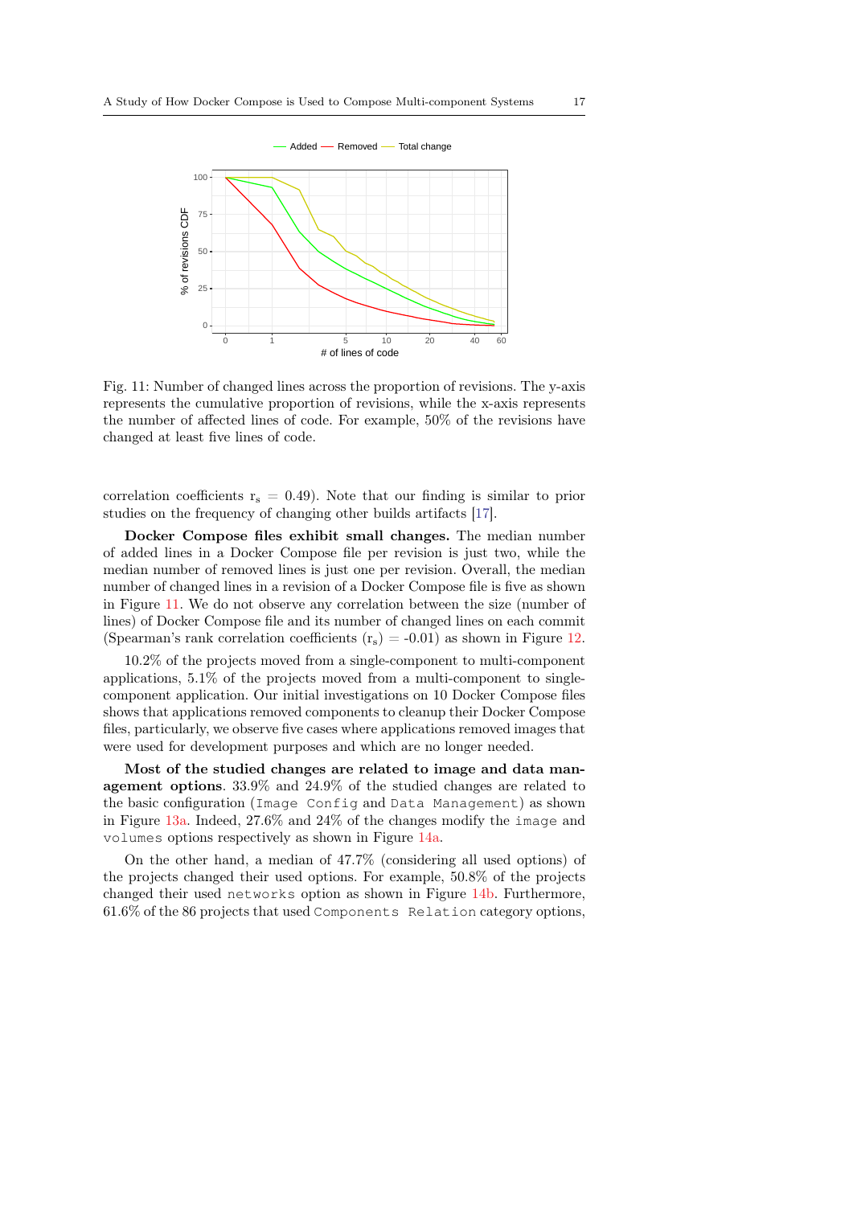Fig. 11: Number of changed lines across the proportion of revisions. The y-axis represents the cumulative proportion of revisions, while the x-axis represents the number of affected lines of code. For example, 50% of the revisions have changed at least five lines of code.

correlation coefficients $r_s = 0.49$). Note that our finding is similar to prior studies on the frequency of changing other builds artifacts [17].

**Docker Compose files exhibit small changes.** The median number of added lines in a Docker Compose file per revision is just two, while the median number of removed lines is just one per revision. Overall, the median number of changed lines in a revision of a Docker Compose file is five as shown in Figure 11. We do not observe any correlation between the size (number of lines) of Docker Compose file and its number of changed lines on each commit (Spearman's rank correlation coefficients ($r_s$) = -0.01) as shown in Figure 12.

10.2% of the projects moved from a single-component to multi-component applications, 5.1% of the projects moved from a multi-component to single-component application. Our initial investigations on 10 Docker Compose files shows that applications removed components to cleanup their Docker Compose files, particularly, we observe five cases where applications removed images that were used for development purposes and which are no longer needed.

**Most of the studied changes are related to image and data management options**. 33.9% and 24.9% of the studied changes are related to the basic configuration (`Image Config` and `Data Management`) as shown in Figure 13a. Indeed, 27.6% and 24% of the changes modify the `image` and `volumes` options respectively as shown in Figure 14a.

On the other hand, a median of 47.7% (considering all used options) of the projects changed their used options. For example, 50.8% of the projects changed their used `networks` option as shown in Figure 14b. Furthermore, 61.6% of the 86 projects that used `Components Relation` category options,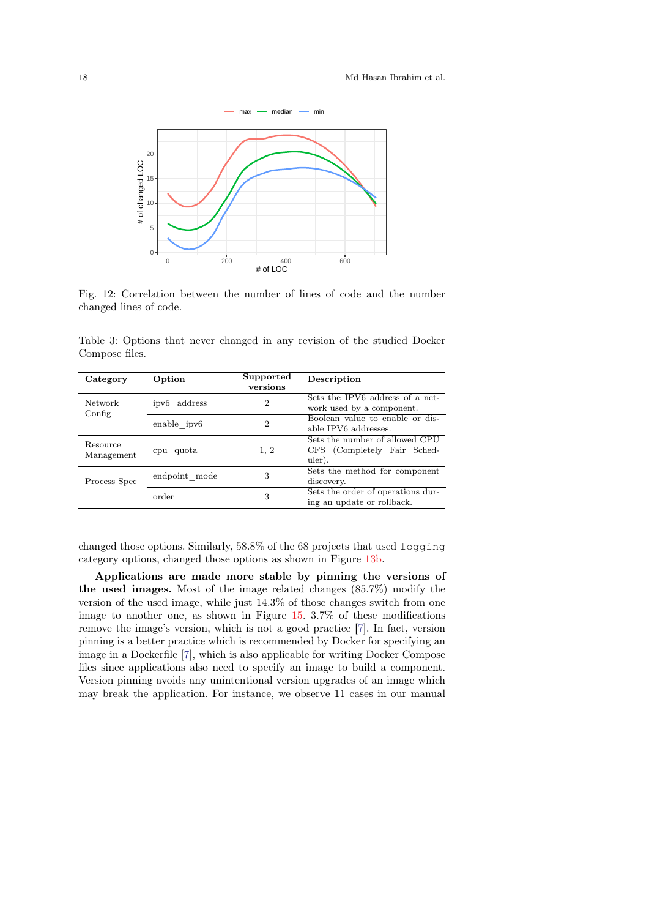Fig. 12: Correlation between the number of lines of code and the number changed lines of code.

Table 3: Options that never changed in any revision of the studied Docker Compose files.

| Category | Option | Supported versions | Description |
|---|---|---|---|
| Network Config | ipv6_address | 2 | Sets the IPV6 address of a network used by a component. |
| | enable_ipv6 | 2 | Boolean value to enable or disable IPV6 addresses. |
| Resource Management | cpu_quota | 1, 2 | Sets the number of allowed CPU CFS (Completely Fair Scheduler). |
| Process Spec | endpoint_mode | 3 | Sets the method for component discovery. |
| | order | 3 | Sets the order of operations during an update or rollback. |

changed those options. Similarly, 58.8% of the 68 projects that used `logging` category options, changed those options as shown in Figure 13b.

**Applications are made more stable by pinning the versions of the used images.** Most of the image related changes (85.7%) modify the version of the used image, while just 14.3% of those changes switch from one image to another one, as shown in Figure 15. 3.7% of these modifications remove the image's version, which is not a good practice [7]. In fact, version pinning is a better practice which is recommended by Docker for specifying an image in a Dockerfile [7], which is also applicable for writing Docker Compose files since applications also need to specify an image to build a component. Version pinning avoids any unintentional version upgrades of an image which may break the application. For instance, we observe 11 cases in our manual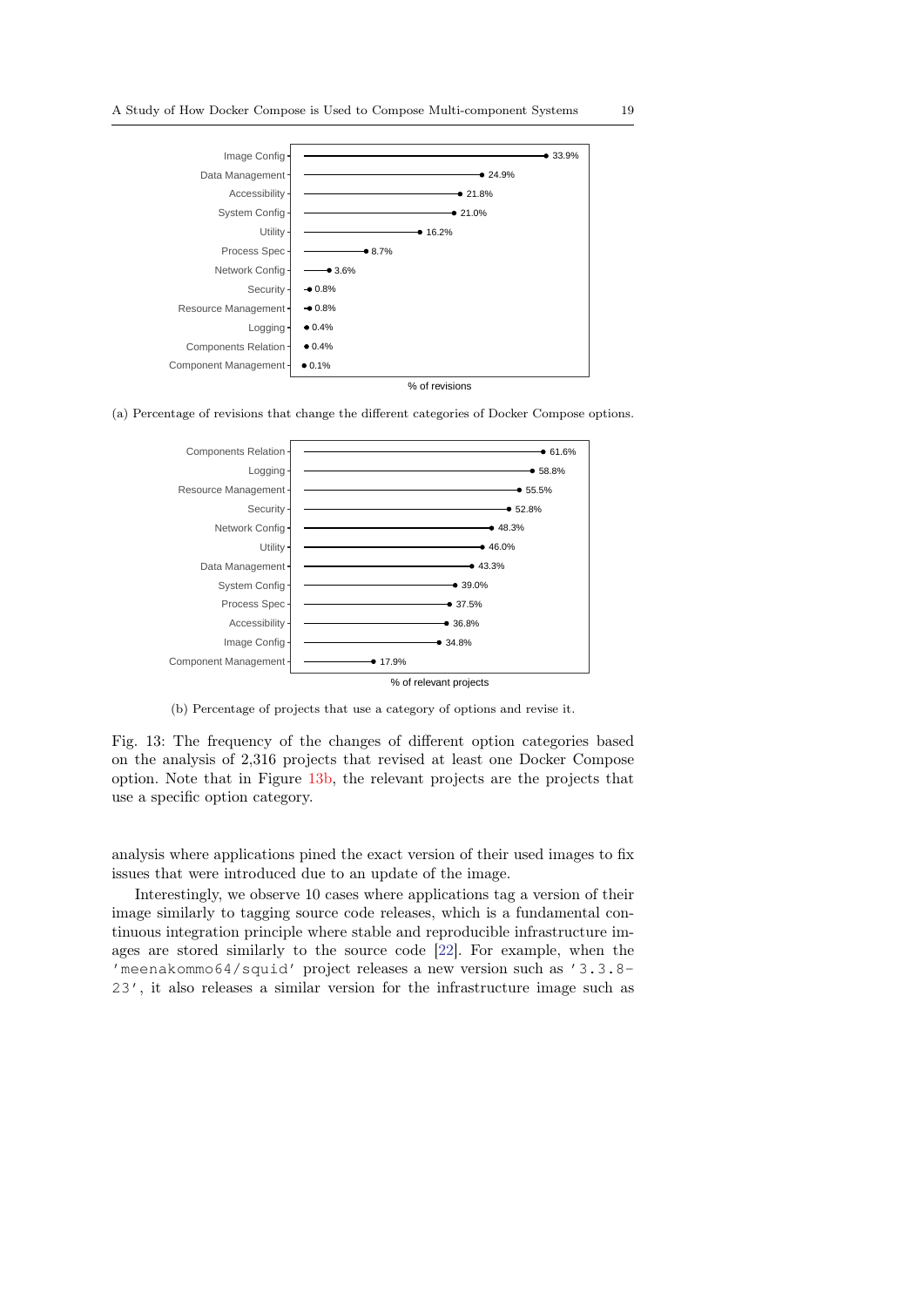| Category | % of revisions |
|---|---|
| Image Config | 33.9% |
| Data Management | 24.9% |
| Accessibility | 21.8% |
| System Config | 21.0% |
| Utility | 16.2% |
| Process Spec | 8.7% |
| Network Config | 3.6% |
| Security | 0.8% |
| Resource Management | 0.8% |
| Logging | 0.4% |
| Components Relation | 0.4% |
| Component Management | 0.1% |

(a) Percentage of revisions that change the different categories of Docker Compose options.

| Category | % of relevant projects |
|---|---|
| Components Relation | 61.6% |
| Logging | 58.8% |
| Resource Management | 55.5% |
| Security | 52.8% |
| Network Config | 48.3% |
| Utility | 46.0% |
| Data Management | 43.3% |
| System Config | 39.0% |
| Process Spec | 37.5% |
| Accessibility | 36.8% |
| Image Config | 34.8% |
| Component Management | 17.9% |

(b) Percentage of projects that use a category of options and revise it.

Fig. 13: The frequency of the changes of different option categories based on the analysis of 2,316 projects that revised at least one Docker Compose option. Note that in Figure 13b, the relevant projects are the projects that use a specific option category.

analysis where applications pined the exact version of their used images to fix issues that were introduced due to an update of the image.

Interestingly, we observe 10 cases where applications tag a version of their image similarly to tagging source code releases, which is a fundamental continuous integration principle where stable and reproducible infrastructure images are stored similarly to the source code [22]. For example, when the `'meenakommo64/squid'` project releases a new version such as `'3.3.8-23'`, it also releases a similar version for the infrastructure image such as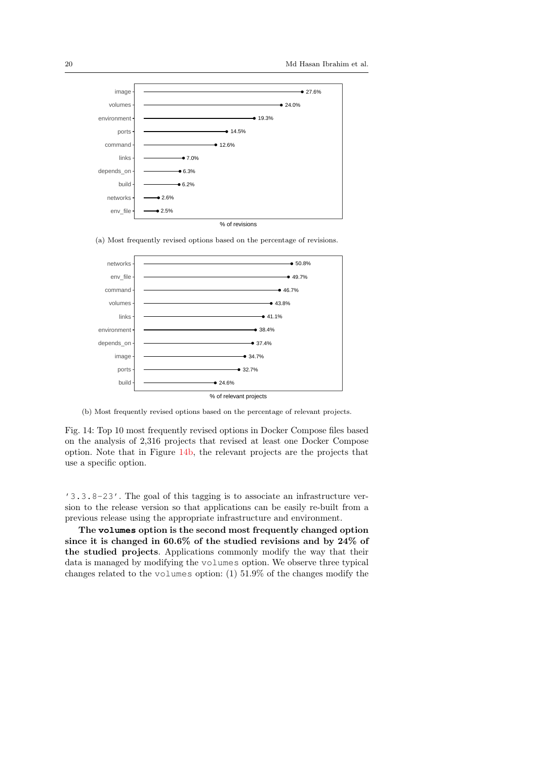| Option | % of revisions |
|---|---|
| image | 27.6% |
| volumes | 24.0% |
| environment | 19.3% |
| ports | 14.5% |
| command | 12.6% |
| links | 7.0% |
| depends_on | 6.3% |
| build | 6.2% |
| networks | 2.6% |
| env_file | 2.5% |

(a) Most frequently revised options based on the percentage of revisions.

| Option | % of relevant projects |
|---|---|
| networks | 50.8% |
| env_file | 49.7% |
| command | 46.7% |
| volumes | 43.8% |
| links | 41.1% |
| environment | 38.4% |
| depends_on | 37.4% |
| image | 34.7% |
| ports | 32.7% |
| build | 24.6% |

(b) Most frequently revised options based on the percentage of relevant projects.

Fig. 14: Top 10 most frequently revised options in Docker Compose files based on the analysis of 2,316 projects that revised at least one Docker Compose option. Note that in Figure 14b, the relevant projects are the projects that use a specific option.

'3.3.8-23'. The goal of this tagging is to associate an infrastructure version to the release version so that applications can be easily re-built from a previous release using the appropriate infrastructure and environment.

**The `volumes` option is the second most frequently changed option since it is changed in 60.6% of the studied revisions and by 24% of the studied projects**. Applications commonly modify the way that their data is managed by modifying the `volumes` option. We observe three typical changes related to the `volumes` option: (1) 51.9% of the changes modify the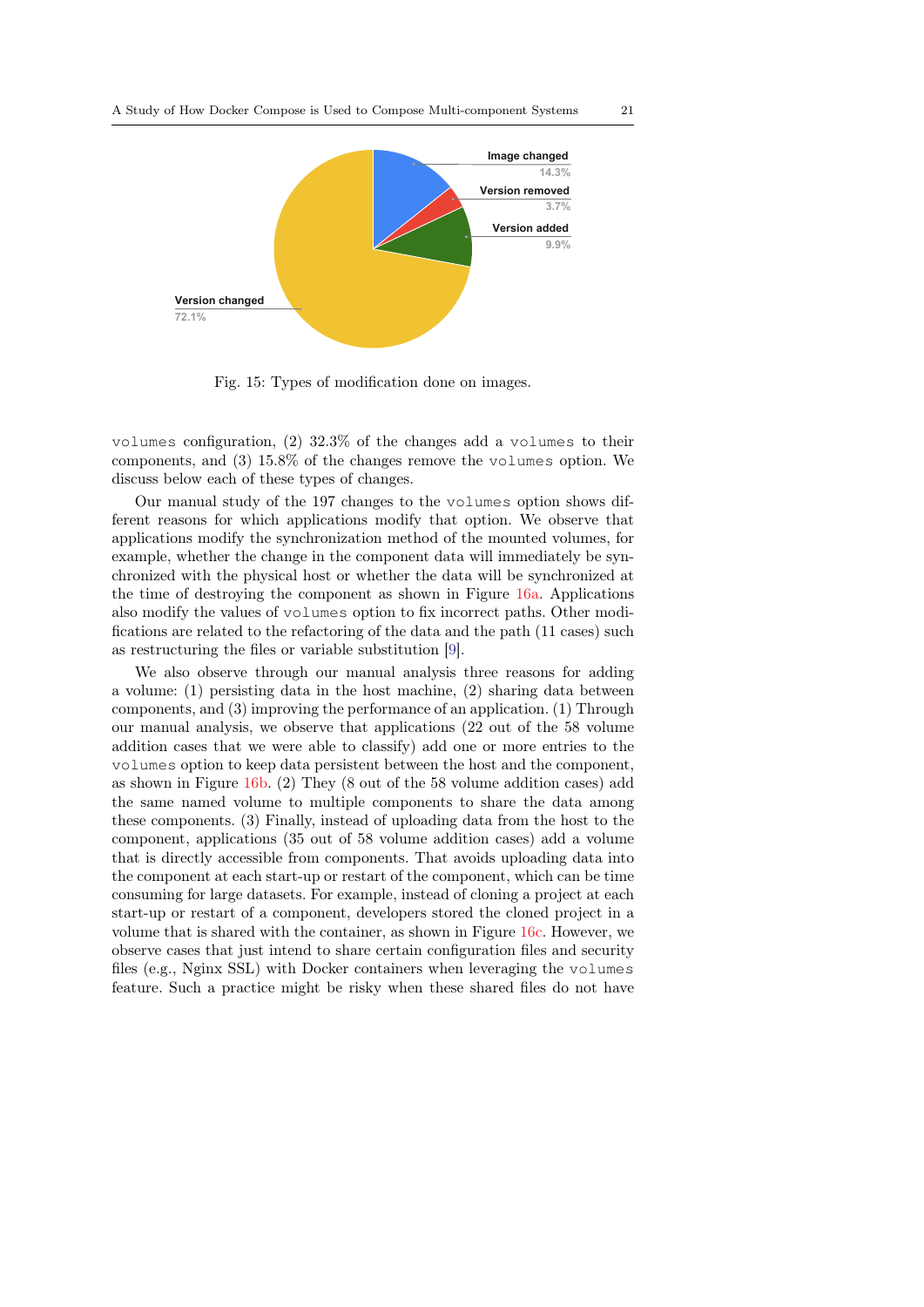Fig. 15: Types of modification done on images.

volumes configuration, (2) 32.3% of the changes add a volumes to their components, and (3) 15.8% of the changes remove the volumes option. We discuss below each of these types of changes.

Our manual study of the 197 changes to the volumes option shows different reasons for which applications modify that option. We observe that applications modify the synchronization method of the mounted volumes, for example, whether the change in the component data will immediately be synchronized with the physical host or whether the data will be synchronized at the time of destroying the component as shown in Figure 16a. Applications also modify the values of volumes option to fix incorrect paths. Other modifications are related to the refactoring of the data and the path (11 cases) such as restructuring the files or variable substitution [9].

We also observe through our manual analysis three reasons for adding a volume: (1) persisting data in the host machine, (2) sharing data between components, and (3) improving the performance of an application. (1) Through our manual analysis, we observe that applications (22 out of the 58 volume addition cases that we were able to classify) add one or more entries to the volumes option to keep data persistent between the host and the component, as shown in Figure 16b. (2) They (8 out of the 58 volume addition cases) add the same named volume to multiple components to share the data among these components. (3) Finally, instead of uploading data from the host to the component, applications (35 out of 58 volume addition cases) add a volume that is directly accessible from components. That avoids uploading data into the component at each start-up or restart of the component, which can be time consuming for large datasets. For example, instead of cloning a project at each start-up or restart of a component, developers stored the cloned project in a volume that is shared with the container, as shown in Figure 16c. However, we observe cases that just intend to share certain configuration files and security files (e.g., Nginx SSL) with Docker containers when leveraging the volumes feature. Such a practice might be risky when these shared files do not have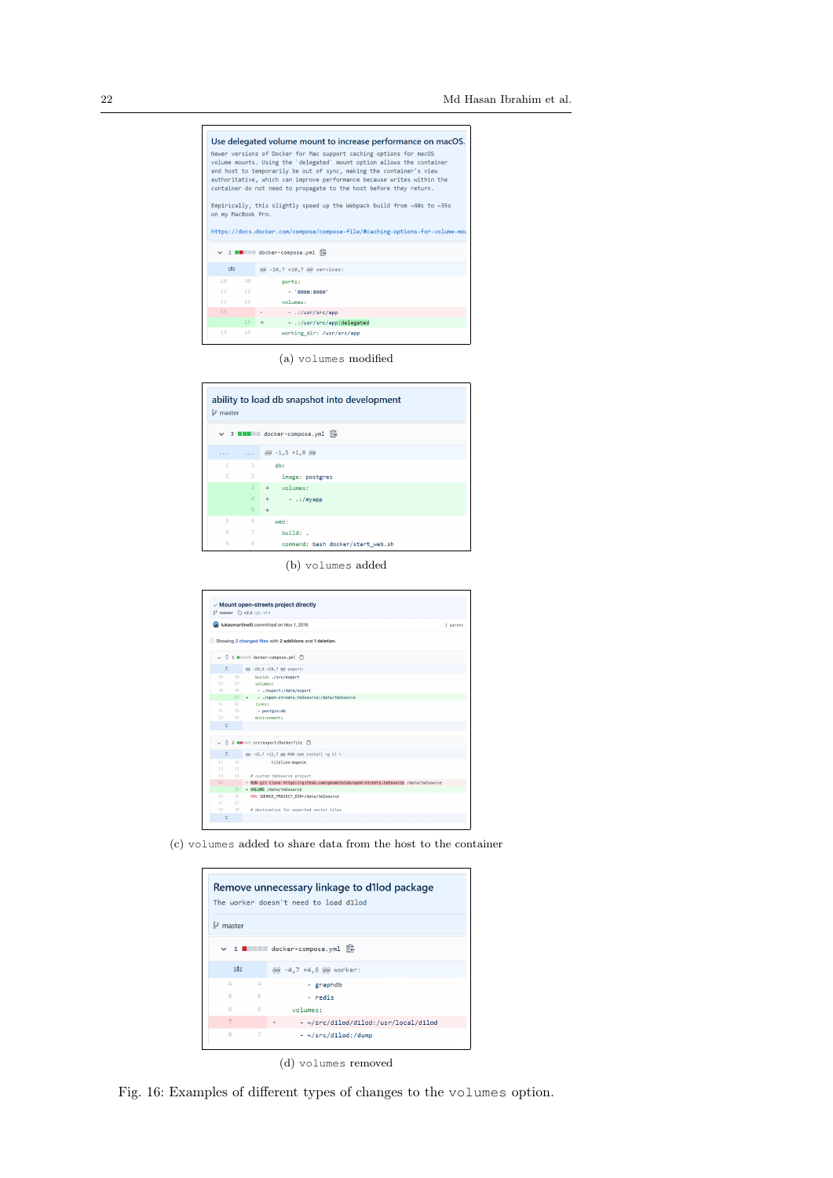**Use delegated volume mount to increase performance on macOS.**

```
Newer versions of Docker for Mac support caching options for macOS
volume mounts. Using the `delegated` mount option allows the container
and host to temporarily be out of sync, making the container's view
authoritative, which can improve performance because writes within the
container do not need to propagate to the host before they return.

Empirically, this slightly speed up the Webpack build from ~40s to ~35s
on my MacBook Pro.

https://docs.docker.com/compose/compose-file/#caching-options-for-volume-mou
```

```
2 docker-compose.yml
@@ -10,7 +10,7 @@ services:
10  10        ports:
11  11          - '8080:8080'
12  12        volumes:
13      -       - .:/usr/src/app
    13  +       - .:/usr/src/app:delegated
14  14        working_dir: /usr/src/app
```

(a) volumes modified

**ability to load db snapshot into development**

master

```
3 docker-compose.yml
@@ -1,5 +1,8 @@
1  1   db:
2  2     image: postgres
   3 +   volumes:
   4 +     - .:/myapp
   5 +
3  6   web:
4  7     build: .
5  8     command: bash docker/start_web.sh
```

(b) volumes added

**Mount open-streets project directly**

master v2.3 ... v1.1

lukasmartinelli committed on Nov 1, 2015 — 1 parent

Showing 2 changed files with 2 additions and 1 deletion.

```
1 docker-compose.yml
@@ -28,6 +28,7 @@ export:
28  28     build: ./src/export
29  29     volumes:
30  30       - ./export:/data/export
    31 +     - ./open-streets.tm2source:/data/tm2source
31  32     links:
32  33       - postgis:db
33  34     environment:
```

```
2 src/export/Dockerfile
@@ -12,7 +12,7 @@ RUN npm install -g tl \
12  12       tilelive-mapnik
13  13
14  14   # custom tm2source project
15     - RUN git clone https://github.com/geometalab/open-streets.tm2source /data/tm2source
    15 + VOLUME /data/tm2source
16  16   ENV SOURCE_PROJECT_DIR=/data/tm2source
17  17
18  18   # destination for exported vector tiles
```

(c) volumes added to share data from the host to the container

**Remove unnecessary linkage to d1lod package**

The worker doesn't need to load d1lod

master

```
1 docker-compose.yml
@@ -4,7 +4,6 @@ worker:
4  4       - graphdb
5  5       - redis
6  6     volumes:
7    -     - ~/src/d1lod/d1lod:/usr/local/d1lod
8  7       - ~/src/d1lod:/dump
```

(d) volumes removed

Fig. 16: Examples of different types of changes to the volumes option.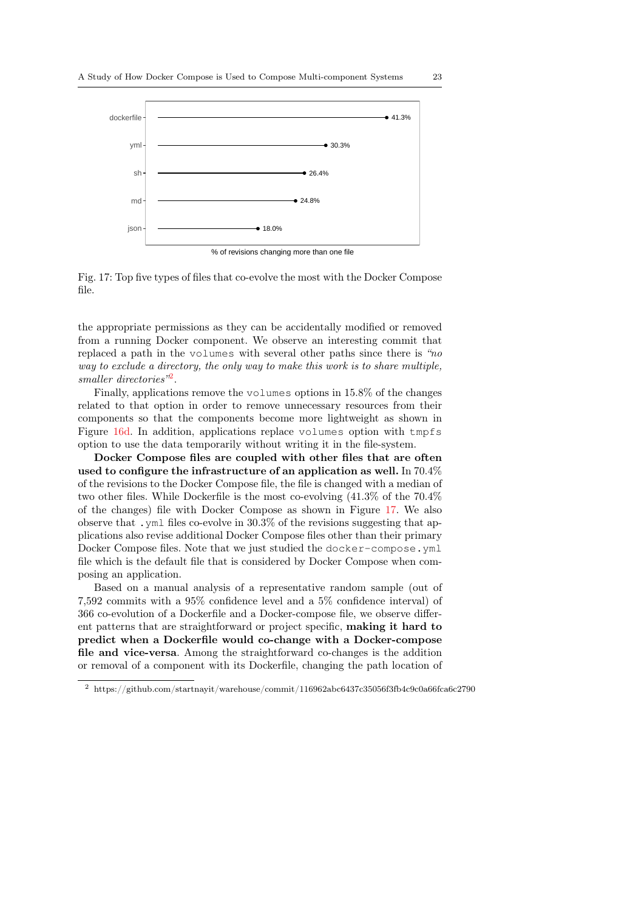Fig. 17: Top five types of files that co-evolve the most with the Docker Compose file.

the appropriate permissions as they can be accidentally modified or removed from a running Docker component. We observe an interesting commit that replaced a path in the `volumes` with several other paths since there is *"no way to exclude a directory, the only way to make this work is to share multiple, smaller directories"*[2].

Finally, applications remove the `volumes` options in 15.8% of the changes related to that option in order to remove unnecessary resources from their components so that the components become more lightweight as shown in Figure 16d. In addition, applications replace `volumes` option with `tmpfs` option to use the data temporarily without writing it in the file-system.

**Docker Compose files are coupled with other files that are often used to configure the infrastructure of an application as well.** In 70.4% of the revisions to the Docker Compose file, the file is changed with a median of two other files. While Dockerfile is the most co-evolving (41.3% of the 70.4% of the changes) file with Docker Compose as shown in Figure 17. We also observe that `.yml` files co-evolve in 30.3% of the revisions suggesting that applications also revise additional Docker Compose files other than their primary Docker Compose files. Note that we just studied the `docker-compose.yml` file which is the default file that is considered by Docker Compose when composing an application.

Based on a manual analysis of a representative random sample (out of 7,592 commits with a 95% confidence level and a 5% confidence interval) of 366 co-evolution of a Dockerfile and a Docker-compose file, we observe different patterns that are straightforward or project specific, **making it hard to predict when a Dockerfile would co-change with a Docker-compose file and vice-versa**. Among the straightforward co-changes is the addition or removal of a component with its Dockerfile, changing the path location of

[2] https://github.com/startnayit/warehouse/commit/116962abc6437c35056f3fb4c9c0a66fca6c2790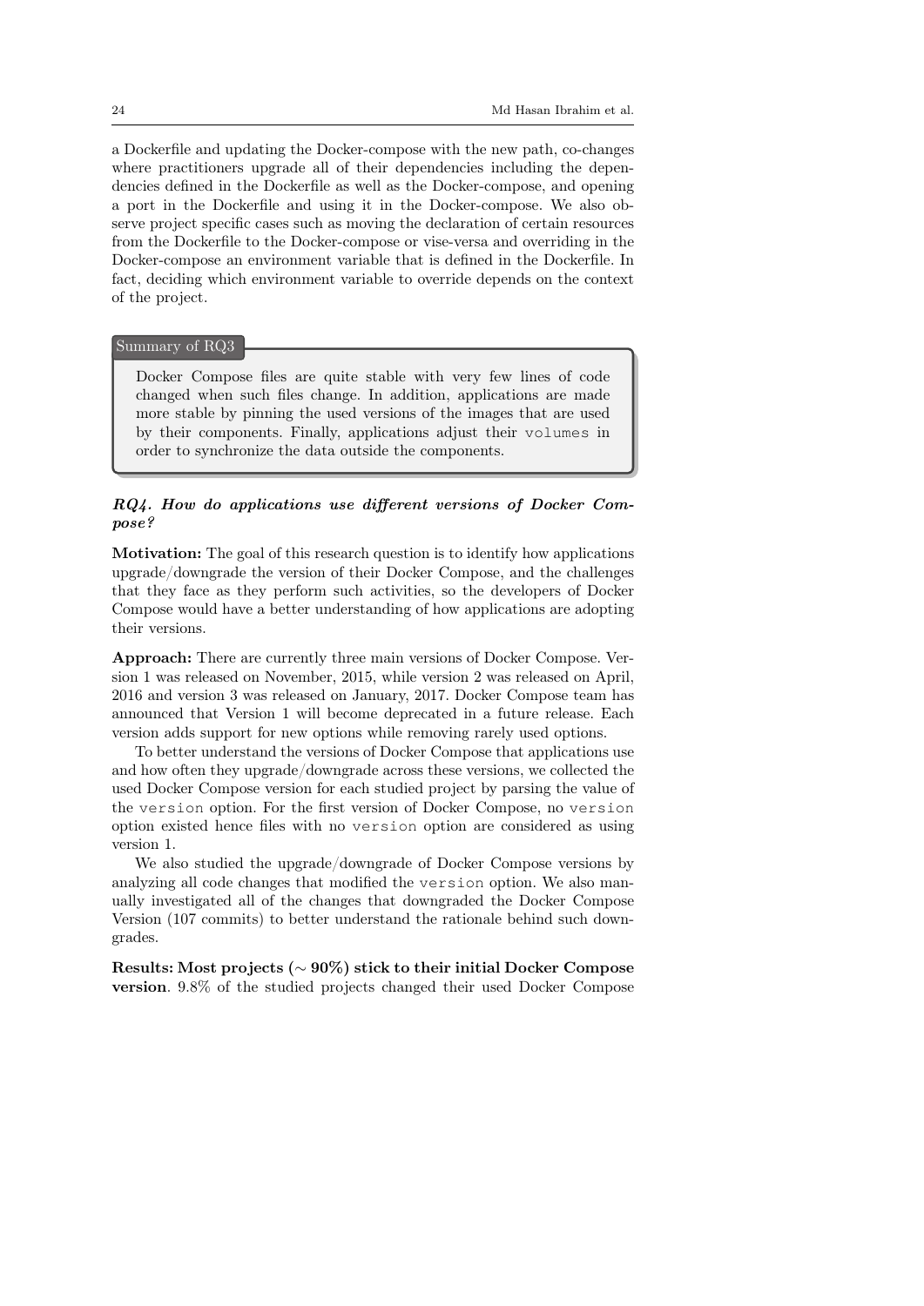a Dockerfile and updating the Docker-compose with the new path, co-changes where practitioners upgrade all of their dependencies including the dependencies defined in the Dockerfile as well as the Docker-compose, and opening a port in the Dockerfile and using it in the Docker-compose. We also observe project specific cases such as moving the declaration of certain resources from the Dockerfile to the Docker-compose or vise-versa and overriding in the Docker-compose an environment variable that is defined in the Dockerfile. In fact, deciding which environment variable to override depends on the context of the project.

> **Summary of RQ3**
>
> Docker Compose files are quite stable with very few lines of code changed when such files change. In addition, applications are made more stable by pinning the used versions of the images that are used by their components. Finally, applications adjust their `volumes` in order to synchronize the data outside the components.

***RQ4. How do applications use different versions of Docker Compose?***

**Motivation:** The goal of this research question is to identify how applications upgrade/downgrade the version of their Docker Compose, and the challenges that they face as they perform such activities, so the developers of Docker Compose would have a better understanding of how applications are adopting their versions.

**Approach:** There are currently three main versions of Docker Compose. Version 1 was released on November, 2015, while version 2 was released on April, 2016 and version 3 was released on January, 2017. Docker Compose team has announced that Version 1 will become deprecated in a future release. Each version adds support for new options while removing rarely used options.

To better understand the versions of Docker Compose that applications use and how often they upgrade/downgrade across these versions, we collected the used Docker Compose version for each studied project by parsing the value of the `version` option. For the first version of Docker Compose, no `version` option existed hence files with no `version` option are considered as using version 1.

We also studied the upgrade/downgrade of Docker Compose versions by analyzing all code changes that modified the `version` option. We also manually investigated all of the changes that downgraded the Docker Compose Version (107 commits) to better understand the rationale behind such downgrades.

**Results: Most projects ($\sim$ 90%) stick to their initial Docker Compose version**. 9.8% of the studied projects changed their used Docker Compose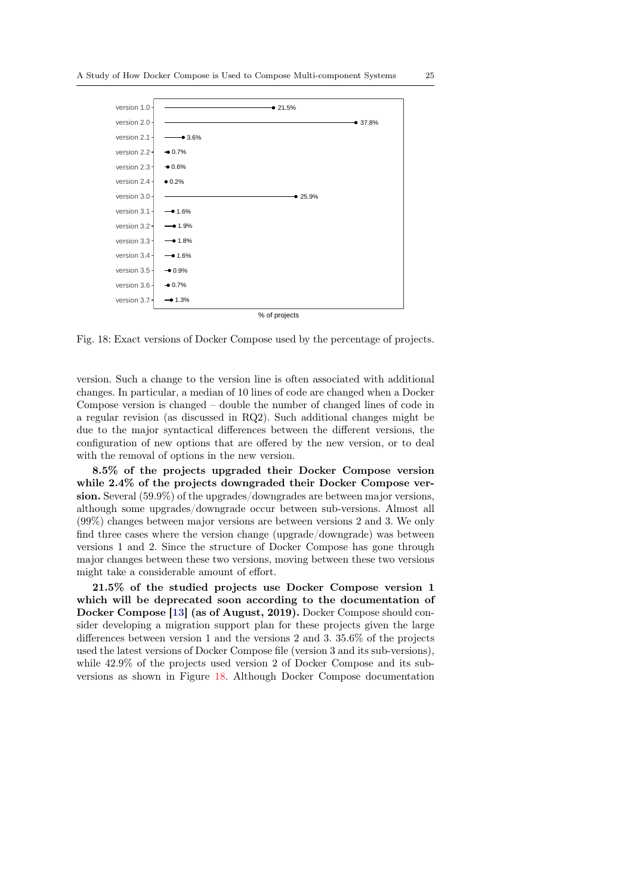| Version | % of projects |
|---|---|
| version 1.0 | 21.5% |
| version 2.0 | 37.8% |
| version 2.1 | 3.6% |
| version 2.2 | 0.7% |
| version 2.3 | 0.6% |
| version 2.4 | 0.2% |
| version 3.0 | 25.9% |
| version 3.1 | 1.6% |
| version 3.2 | 1.9% |
| version 3.3 | 1.8% |
| version 3.4 | 1.6% |
| version 3.5 | 0.9% |
| version 3.6 | 0.7% |
| version 3.7 | 1.3% |

Fig. 18: Exact versions of Docker Compose used by the percentage of projects.

version. Such a change to the version line is often associated with additional changes. In particular, a median of 10 lines of code are changed when a Docker Compose version is changed – double the number of changed lines of code in a regular revision (as discussed in RQ2). Such additional changes might be due to the major syntactical differences between the different versions, the configuration of new options that are offered by the new version, or to deal with the removal of options in the new version.

**8.5% of the projects upgraded their Docker Compose version while 2.4% of the projects downgraded their Docker Compose version.** Several (59.9%) of the upgrades/downgrades are between major versions, although some upgrades/downgrade occur between sub-versions. Almost all (99%) changes between major versions are between versions 2 and 3. We only find three cases where the version change (upgrade/downgrade) was between versions 1 and 2. Since the structure of Docker Compose has gone through major changes between these two versions, moving between these two versions might take a considerable amount of effort.

**21.5% of the studied projects use Docker Compose version 1 which will be deprecated soon according to the documentation of Docker Compose [13] (as of August, 2019).** Docker Compose should consider developing a migration support plan for these projects given the large differences between version 1 and the versions 2 and 3. 35.6% of the projects used the latest versions of Docker Compose file (version 3 and its sub-versions), while 42.9% of the projects used version 2 of Docker Compose and its sub-versions as shown in Figure 18. Although Docker Compose documentation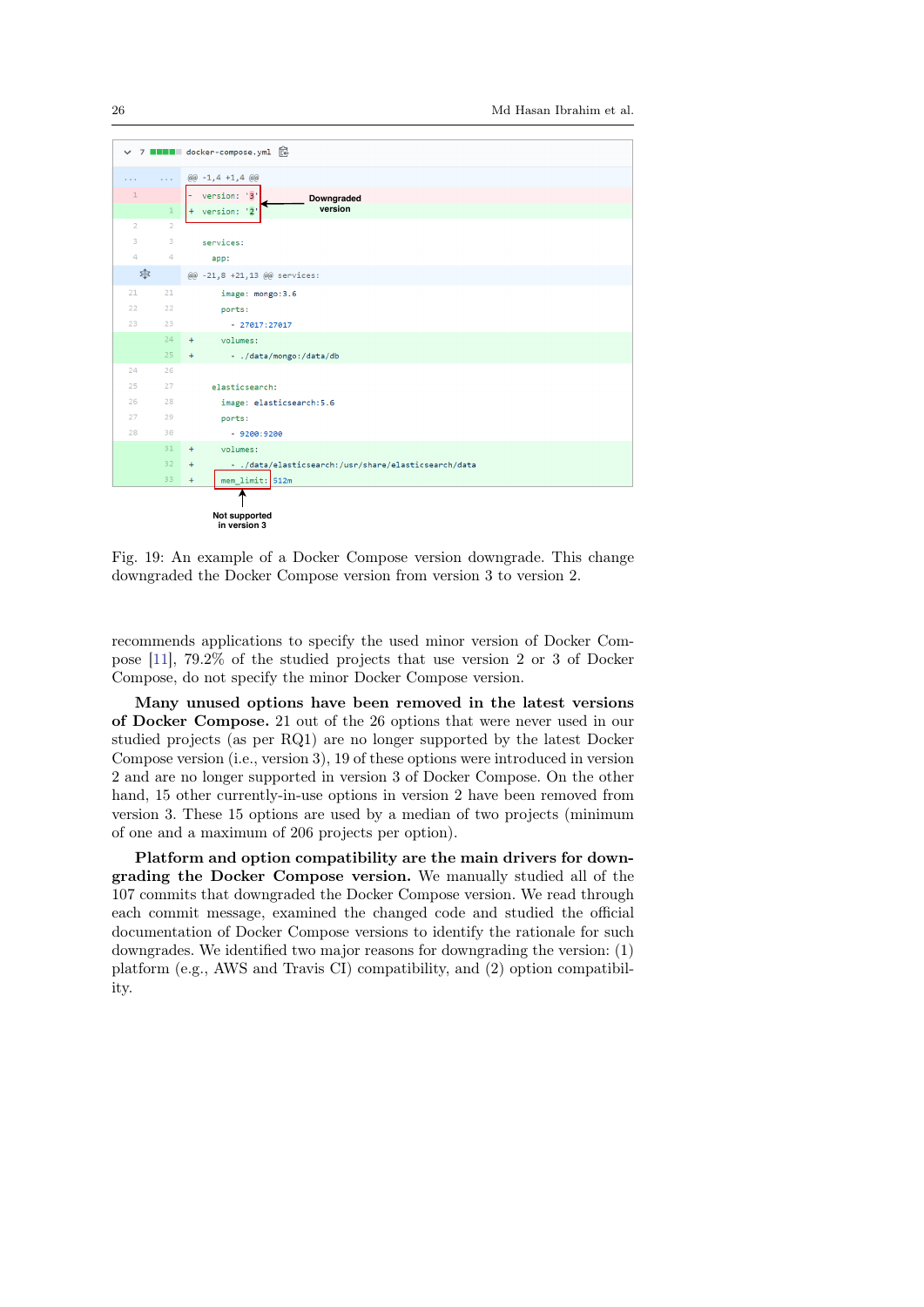```
docker-compose.yml
@@ -1,4 +1,4 @@
1     - version: '3'
   1  + version: '2'
2  2
3  3    services:
4  4      app:
@@ -21,8 +21,13 @@ services:
21 21        image: mongo:3.6
22 22        ports:
23 23          - 27017:27017
   24 +      volumes:
   25 +        - ./data/mongo:/data/db
24 26
25 27      elasticsearch:
26 28        image: elasticsearch:5.6
27 29        ports:
28 30          - 9200:9200
   31 +      volumes:
   32 +        - ./data/elasticsearch:/usr/share/elasticsearch/data
   33 +      mem_limit: 512m
```

Downgraded version

Not supported in version 3

Fig. 19: An example of a Docker Compose version downgrade. This change downgraded the Docker Compose version from version 3 to version 2.

recommends applications to specify the used minor version of Docker Compose [11], 79.2% of the studied projects that use version 2 or 3 of Docker Compose, do not specify the minor Docker Compose version.

**Many unused options have been removed in the latest versions of Docker Compose.** 21 out of the 26 options that were never used in our studied projects (as per RQ1) are no longer supported by the latest Docker Compose version (i.e., version 3), 19 of these options were introduced in version 2 and are no longer supported in version 3 of Docker Compose. On the other hand, 15 other currently-in-use options in version 2 have been removed from version 3. These 15 options are used by a median of two projects (minimum of one and a maximum of 206 projects per option).

**Platform and option compatibility are the main drivers for downgrading the Docker Compose version.** We manually studied all of the 107 commits that downgraded the Docker Compose version. We read through each commit message, examined the changed code and studied the official documentation of Docker Compose versions to identify the rationale for such downgrades. We identified two major reasons for downgrading the version: (1) platform (e.g., AWS and Travis CI) compatibility, and (2) option compatibility.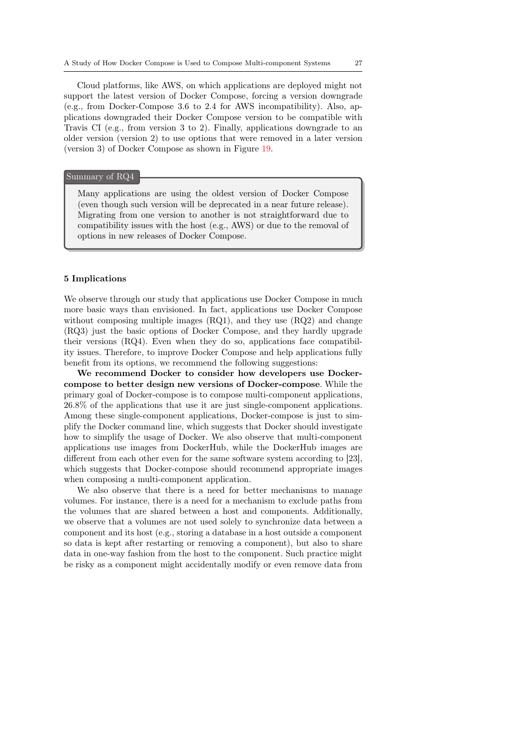Cloud platforms, like AWS, on which applications are deployed might not support the latest version of Docker Compose, forcing a version downgrade (e.g., from Docker-Compose 3.6 to 2.4 for AWS incompatibility). Also, applications downgraded their Docker Compose version to be compatible with Travis CI (e.g., from version 3 to 2). Finally, applications downgrade to an older version (version 2) to use options that were removed in a later version (version 3) of Docker Compose as shown in Figure 19.

> **Summary of RQ4**
>
> Many applications are using the oldest version of Docker Compose (even though such version will be deprecated in a near future release). Migrating from one version to another is not straightforward due to compatibility issues with the host (e.g., AWS) or due to the removal of options in new releases of Docker Compose.

## 5 Implications

We observe through our study that applications use Docker Compose in much more basic ways than envisioned. In fact, applications use Docker Compose without composing multiple images (RQ1), and they use (RQ2) and change (RQ3) just the basic options of Docker Compose, and they hardly upgrade their versions (RQ4). Even when they do so, applications face compatibility issues. Therefore, to improve Docker Compose and help applications fully benefit from its options, we recommend the following suggestions:

**We recommend Docker to consider how developers use Docker-compose to better design new versions of Docker-compose**. While the primary goal of Docker-compose is to compose multi-component applications, 26.8% of the applications that use it are just single-component applications. Among these single-component applications, Docker-compose is just to simplify the Docker command line, which suggests that Docker should investigate how to simplify the usage of Docker. We also observe that multi-component applications use images from DockerHub, while the DockerHub images are different from each other even for the same software system according to [23], which suggests that Docker-compose should recommend appropriate images when composing a multi-component application.

We also observe that there is a need for better mechanisms to manage volumes. For instance, there is a need for a mechanism to exclude paths from the volumes that are shared between a host and components. Additionally, we observe that a volumes are not used solely to synchronize data between a component and its host (e.g., storing a database in a host outside a component so data is kept after restarting or removing a component), but also to share data in one-way fashion from the host to the component. Such practice might be risky as a component might accidentally modify or even remove data from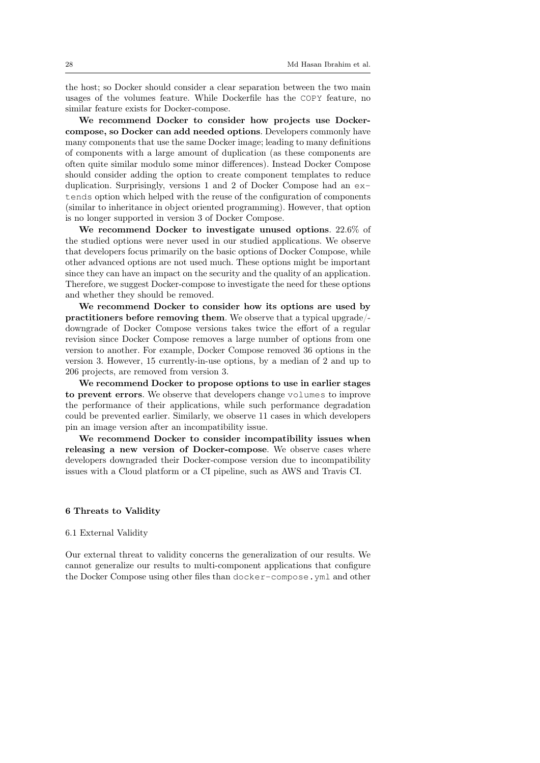the host; so Docker should consider a clear separation between the two main usages of the volumes feature. While Dockerfile has the `COPY` feature, no similar feature exists for Docker-compose.

**We recommend Docker to consider how projects use Docker-compose, so Docker can add needed options**. Developers commonly have many components that use the same Docker image; leading to many definitions of components with a large amount of duplication (as these components are often quite similar modulo some minor differences). Instead Docker Compose should consider adding the option to create component templates to reduce duplication. Surprisingly, versions 1 and 2 of Docker Compose had an `extends` option which helped with the reuse of the configuration of components (similar to inheritance in object oriented programming). However, that option is no longer supported in version 3 of Docker Compose.

**We recommend Docker to investigate unused options**. 22.6% of the studied options were never used in our studied applications. We observe that developers focus primarily on the basic options of Docker Compose, while other advanced options are not used much. These options might be important since they can have an impact on the security and the quality of an application. Therefore, we suggest Docker-compose to investigate the need for these options and whether they should be removed.

**We recommend Docker to consider how its options are used by practitioners before removing them**. We observe that a typical upgrade/-downgrade of Docker Compose versions takes twice the effort of a regular revision since Docker Compose removes a large number of options from one version to another. For example, Docker Compose removed 36 options in the version 3. However, 15 currently-in-use options, by a median of 2 and up to 206 projects, are removed from version 3.

**We recommend Docker to propose options to use in earlier stages to prevent errors**. We observe that developers change `volumes` to improve the performance of their applications, while such performance degradation could be prevented earlier. Similarly, we observe 11 cases in which developers pin an image version after an incompatibility issue.

**We recommend Docker to consider incompatibility issues when releasing a new version of Docker-compose**. We observe cases where developers downgraded their Docker-compose version due to incompatibility issues with a Cloud platform or a CI pipeline, such as AWS and Travis CI.

## 6 Threats to Validity

### 6.1 External Validity

Our external threat to validity concerns the generalization of our results. We cannot generalize our results to multi-component applications that configure the Docker Compose using other files than `docker-compose.yml` and other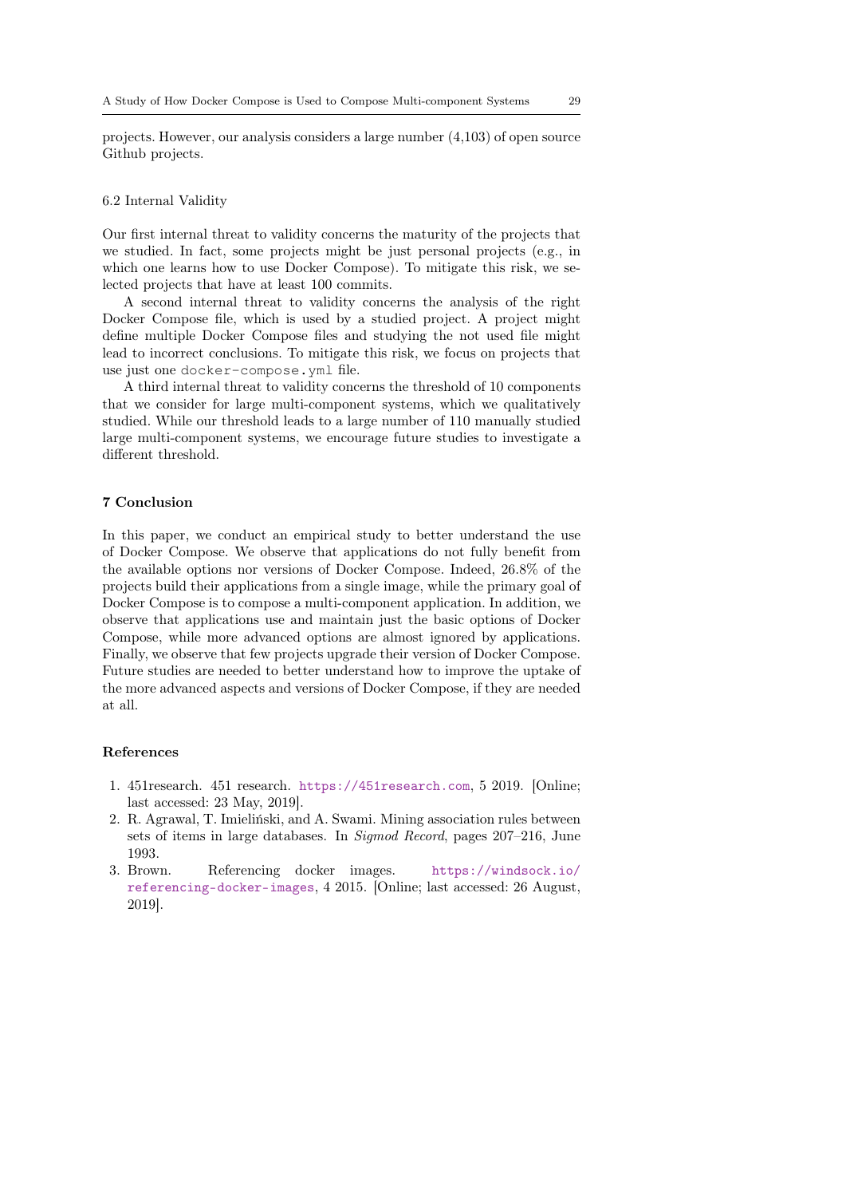projects. However, our analysis considers a large number (4,103) of open source Github projects.

### 6.2 Internal Validity

Our first internal threat to validity concerns the maturity of the projects that we studied. In fact, some projects might be just personal projects (e.g., in which one learns how to use Docker Compose). To mitigate this risk, we selected projects that have at least 100 commits.

A second internal threat to validity concerns the analysis of the right Docker Compose file, which is used by a studied project. A project might define multiple Docker Compose files and studying the not used file might lead to incorrect conclusions. To mitigate this risk, we focus on projects that use just one `docker-compose.yml` file.

A third internal threat to validity concerns the threshold of 10 components that we consider for large multi-component systems, which we qualitatively studied. While our threshold leads to a large number of 110 manually studied large multi-component systems, we encourage future studies to investigate a different threshold.

## 7 Conclusion

In this paper, we conduct an empirical study to better understand the use of Docker Compose. We observe that applications do not fully benefit from the available options nor versions of Docker Compose. Indeed, 26.8% of the projects build their applications from a single image, while the primary goal of Docker Compose is to compose a multi-component application. In addition, we observe that applications use and maintain just the basic options of Docker Compose, while more advanced options are almost ignored by applications. Finally, we observe that few projects upgrade their version of Docker Compose. Future studies are needed to better understand how to improve the uptake of the more advanced aspects and versions of Docker Compose, if they are needed at all.

## References

1. 451research. 451 research. https://451research.com, 5 2019. [Online; last accessed: 23 May, 2019].
2. R. Agrawal, T. Imieliński, and A. Swami. Mining association rules between sets of items in large databases. In *Sigmod Record*, pages 207–216, June 1993.
3. Brown. Referencing docker images. https://windsock.io/referencing-docker-images, 4 2015. [Online; last accessed: 26 August, 2019].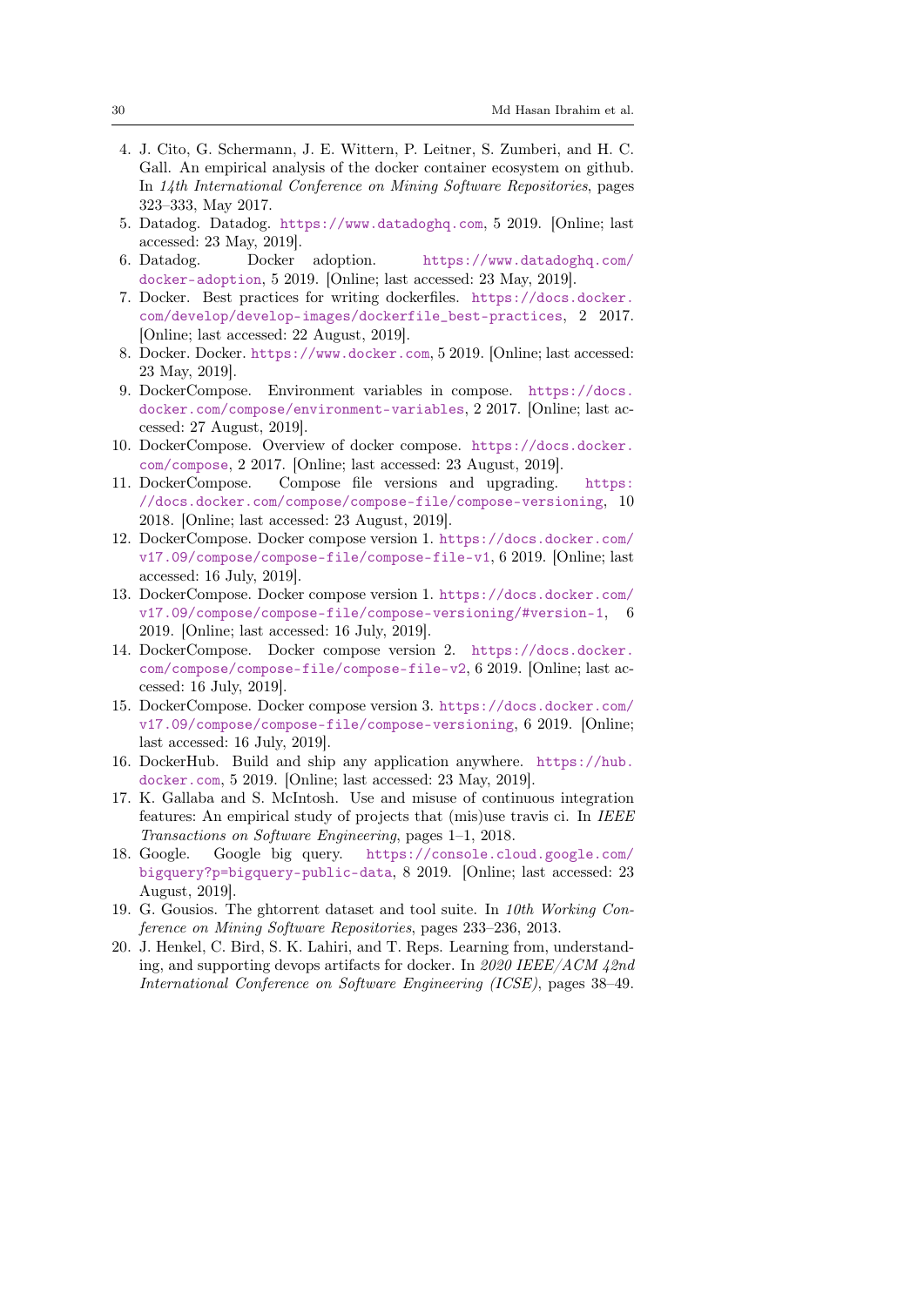4. J. Cito, G. Schermann, J. E. Wittern, P. Leitner, S. Zumberi, and H. C. Gall. An empirical analysis of the docker container ecosystem on github. In *14th International Conference on Mining Software Repositories*, pages 323–333, May 2017.
5. Datadog. Datadog. https://www.datadoghq.com, 5 2019. [Online; last accessed: 23 May, 2019].
6. Datadog. Docker adoption. https://www.datadoghq.com/docker-adoption, 5 2019. [Online; last accessed: 23 May, 2019].
7. Docker. Best practices for writing dockerfiles. https://docs.docker.com/develop/develop-images/dockerfile_best-practices, 2 2017. [Online; last accessed: 22 August, 2019].
8. Docker. Docker. https://www.docker.com, 5 2019. [Online; last accessed: 23 May, 2019].
9. DockerCompose. Environment variables in compose. https://docs.docker.com/compose/environment-variables, 2 2017. [Online; last accessed: 27 August, 2019].
10. DockerCompose. Overview of docker compose. https://docs.docker.com/compose, 2 2017. [Online; last accessed: 23 August, 2019].
11. DockerCompose. Compose file versions and upgrading. https://docs.docker.com/compose/compose-file/compose-versioning, 10 2018. [Online; last accessed: 23 August, 2019].
12. DockerCompose. Docker compose version 1. https://docs.docker.com/v17.09/compose/compose-file/compose-file-v1, 6 2019. [Online; last accessed: 16 July, 2019].
13. DockerCompose. Docker compose version 1. https://docs.docker.com/v17.09/compose/compose-file/compose-versioning/#version-1, 6 2019. [Online; last accessed: 16 July, 2019].
14. DockerCompose. Docker compose version 2. https://docs.docker.com/compose/compose-file/compose-file-v2, 6 2019. [Online; last accessed: 16 July, 2019].
15. DockerCompose. Docker compose version 3. https://docs.docker.com/v17.09/compose/compose-file/compose-versioning, 6 2019. [Online; last accessed: 16 July, 2019].
16. DockerHub. Build and ship any application anywhere. https://hub.docker.com, 5 2019. [Online; last accessed: 23 May, 2019].
17. K. Gallaba and S. McIntosh. Use and misuse of continuous integration features: An empirical study of projects that (mis)use travis ci. In *IEEE Transactions on Software Engineering*, pages 1–1, 2018.
18. Google. Google big query. https://console.cloud.google.com/bigquery?p=bigquery-public-data, 8 2019. [Online; last accessed: 23 August, 2019].
19. G. Gousios. The ghtorrent dataset and tool suite. In *10th Working Conference on Mining Software Repositories*, pages 233–236, 2013.
20. J. Henkel, C. Bird, S. K. Lahiri, and T. Reps. Learning from, understanding, and supporting devops artifacts for docker. In *2020 IEEE/ACM 42nd International Conference on Software Engineering (ICSE)*, pages 38–49.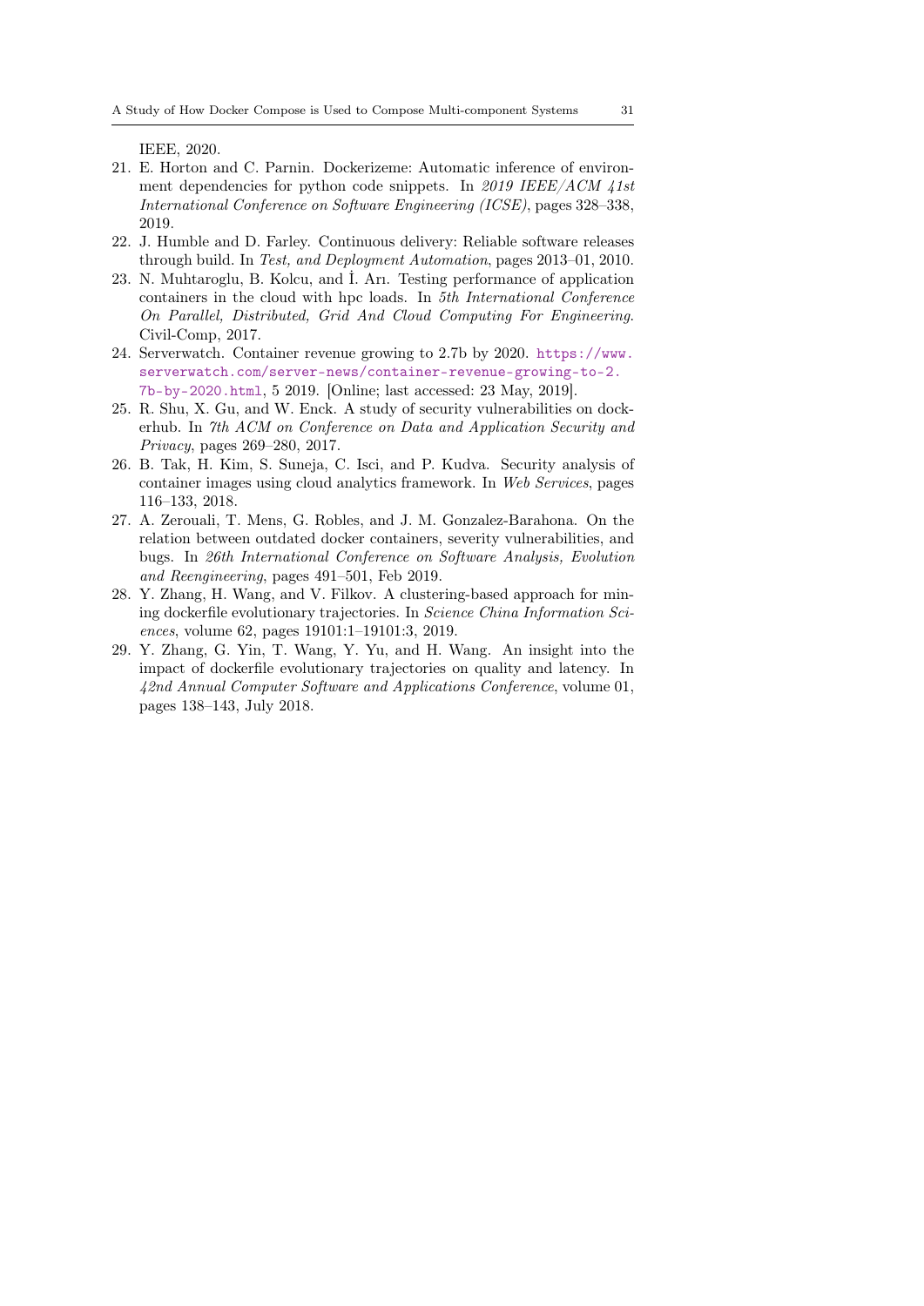IEEE, 2020.

21. E. Horton and C. Parnin. Dockerizeme: Automatic inference of environment dependencies for python code snippets. In *2019 IEEE/ACM 41st International Conference on Software Engineering (ICSE)*, pages 328–338, 2019.
22. J. Humble and D. Farley. Continuous delivery: Reliable software releases through build. In *Test, and Deployment Automation*, pages 2013–01, 2010.
23. N. Muhtaroglu, B. Kolcu, and İ. Arı. Testing performance of application containers in the cloud with hpc loads. In *5th International Conference On Parallel, Distributed, Grid And Cloud Computing For Engineering*. Civil-Comp, 2017.
24. Serverwatch. Container revenue growing to 2.7b by 2020. https://www.serverwatch.com/server-news/container-revenue-growing-to-2.7b-by-2020.html, 5 2019. [Online; last accessed: 23 May, 2019].
25. R. Shu, X. Gu, and W. Enck. A study of security vulnerabilities on dockerhub. In *7th ACM on Conference on Data and Application Security and Privacy*, pages 269–280, 2017.
26. B. Tak, H. Kim, S. Suneja, C. Isci, and P. Kudva. Security analysis of container images using cloud analytics framework. In *Web Services*, pages 116–133, 2018.
27. A. Zerouali, T. Mens, G. Robles, and J. M. Gonzalez-Barahona. On the relation between outdated docker containers, severity vulnerabilities, and bugs. In *26th International Conference on Software Analysis, Evolution and Reengineering*, pages 491–501, Feb 2019.
28. Y. Zhang, H. Wang, and V. Filkov. A clustering-based approach for mining dockerfile evolutionary trajectories. In *Science China Information Sciences*, volume 62, pages 19101:1–19101:3, 2019.
29. Y. Zhang, G. Yin, T. Wang, Y. Yu, and H. Wang. An insight into the impact of dockerfile evolutionary trajectories on quality and latency. In *42nd Annual Computer Software and Applications Conference*, volume 01, pages 138–143, July 2018.